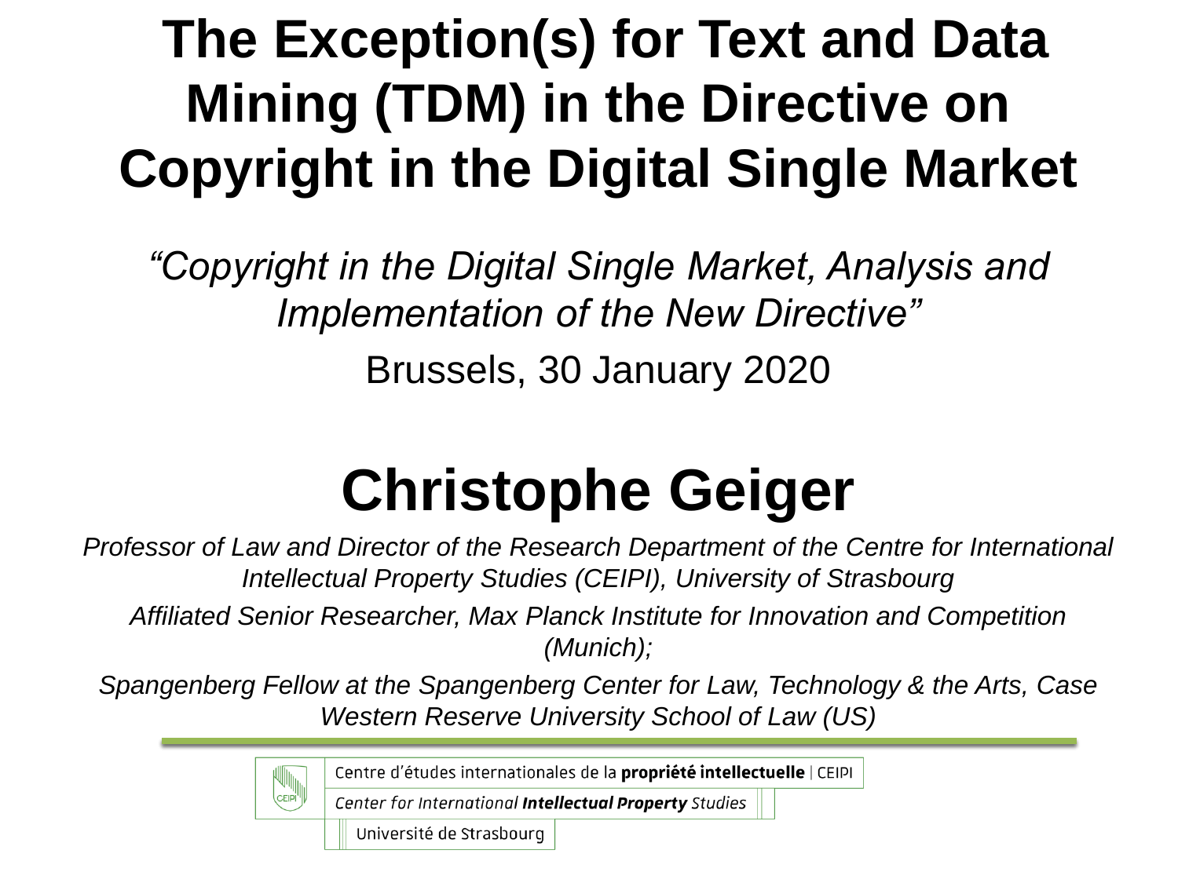# The Exception(s) for Text and Data Mining (TDM) in the Directive on Copyright in the Digital Single Market

*"Copyright in the Digital Single Market, Analysis and Implementation of the New Directive"*

Brussels, 30 January 2020

## Christophe Geiger

*Professor of Law and Director of the Research Department of the Centre for International Intellectual Property Studies (CEIPI), University of Strasbourg*

*Affiliated Senior Researcher, Max Planck Institute for Innovation and Competition (Munich);*

*Spangenberg Fellow at the Spangenberg Center for Law, Technology & the Arts, Case Western Reserve University School of Law (US)*

Centre d'études internationales de la **propriété intellectuelle** | CEIPI

*Center for International* ***Intellectual Property*** *Studies*

Université de Strasbourg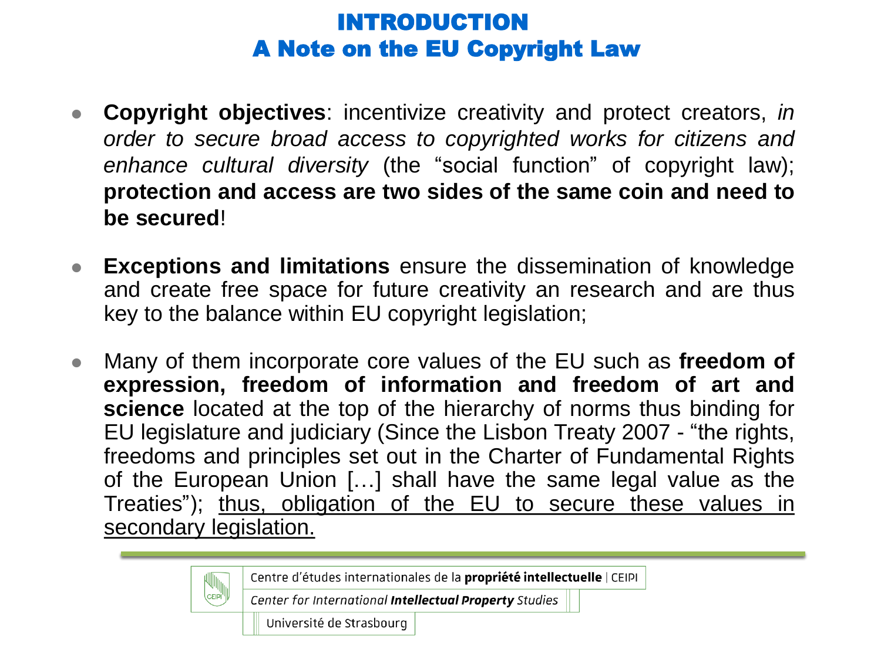# INTRODUCTION
## A Note on the EU Copyright Law

- **Copyright objectives**: incentivize creativity and protect creators, *in order to secure broad access to copyrighted works for citizens and enhance cultural diversity* (the "social function" of copyright law); **protection and access are two sides of the same coin and need to be secured**!

- **Exceptions and limitations** ensure the dissemination of knowledge and create free space for future creativity an research and are thus key to the balance within EU copyright legislation;

- Many of them incorporate core values of the EU such as **freedom of expression, freedom of information and freedom of art and science** located at the top of the hierarchy of norms thus binding for EU legislature and judiciary (Since the Lisbon Treaty 2007 - "the rights, freedoms and principles set out in the Charter of Fundamental Rights of the European Union […] shall have the same legal value as the Treaties"); <u>thus, obligation of the EU to secure these values in secondary legislation.</u>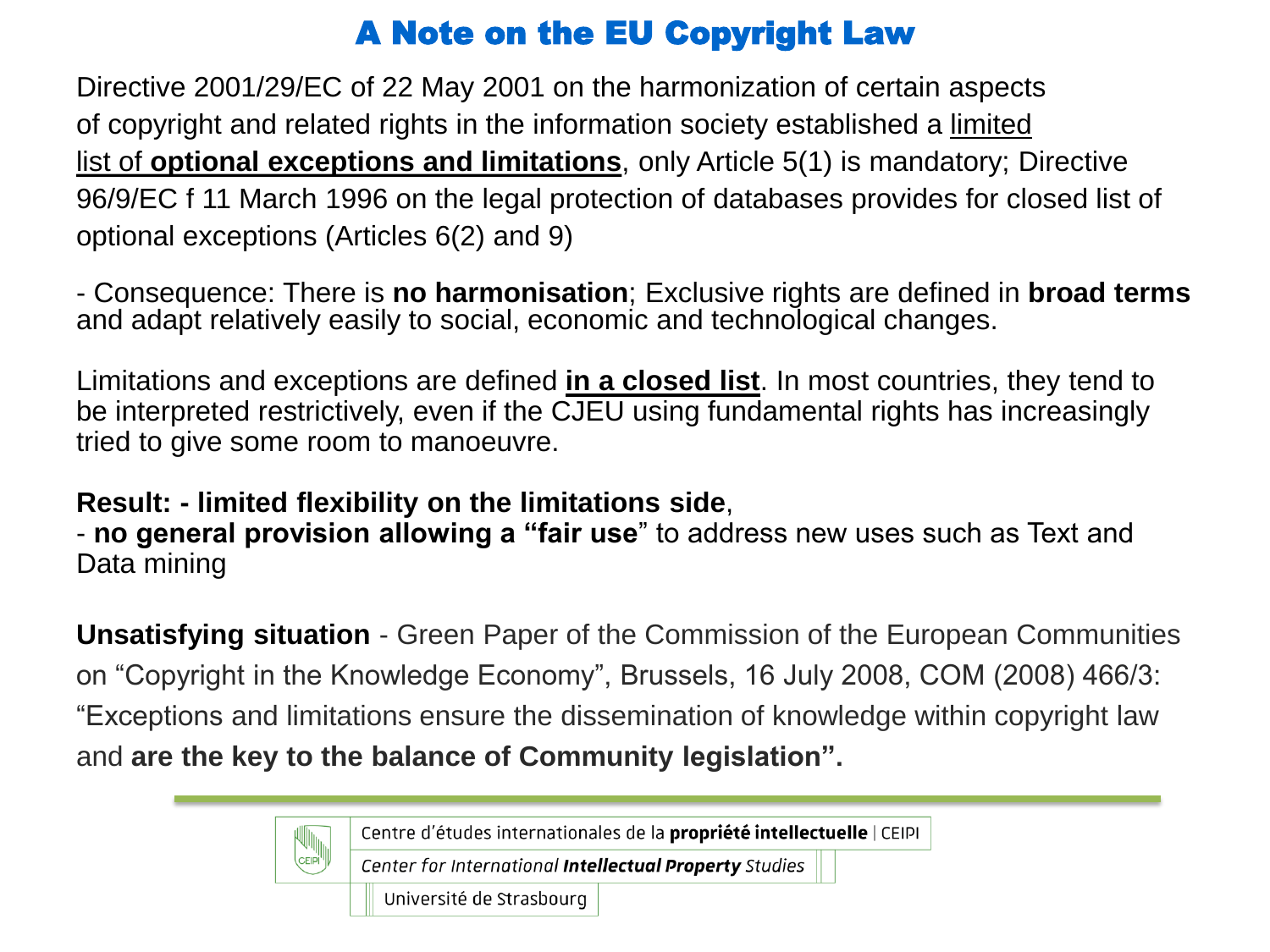# A Note on the EU Copyright Law

Directive 2001/29/EC of 22 May 2001 on the harmonization of certain aspects of copyright and related rights in the information society established a limited list of **optional exceptions and limitations**, only Article 5(1) is mandatory; Directive 96/9/EC f 11 March 1996 on the legal protection of databases provides for closed list of optional exceptions (Articles 6(2) and 9)

- Consequence: There is **no harmonisation**; Exclusive rights are defined in **broad terms** and adapt relatively easily to social, economic and technological changes.

Limitations and exceptions are defined **in a closed list**. In most countries, they tend to be interpreted restrictively, even if the CJEU using fundamental rights has increasingly tried to give some room to manoeuvre.

**Result: - limited flexibility on the limitations side**,
- **no general provision allowing a "fair use**" to address new uses such as Text and Data mining

**Unsatisfying situation** - Green Paper of the Commission of the European Communities on "Copyright in the Knowledge Economy", Brussels, 16 July 2008, COM (2008) 466/3: "Exceptions and limitations ensure the dissemination of knowledge within copyright law and **are the key to the balance of Community legislation".**

Centre d'études internationales de la **propriété intellectuelle** | CEIPI
*Center for International* ***Intellectual Property*** *Studies*
Université de Strasbourg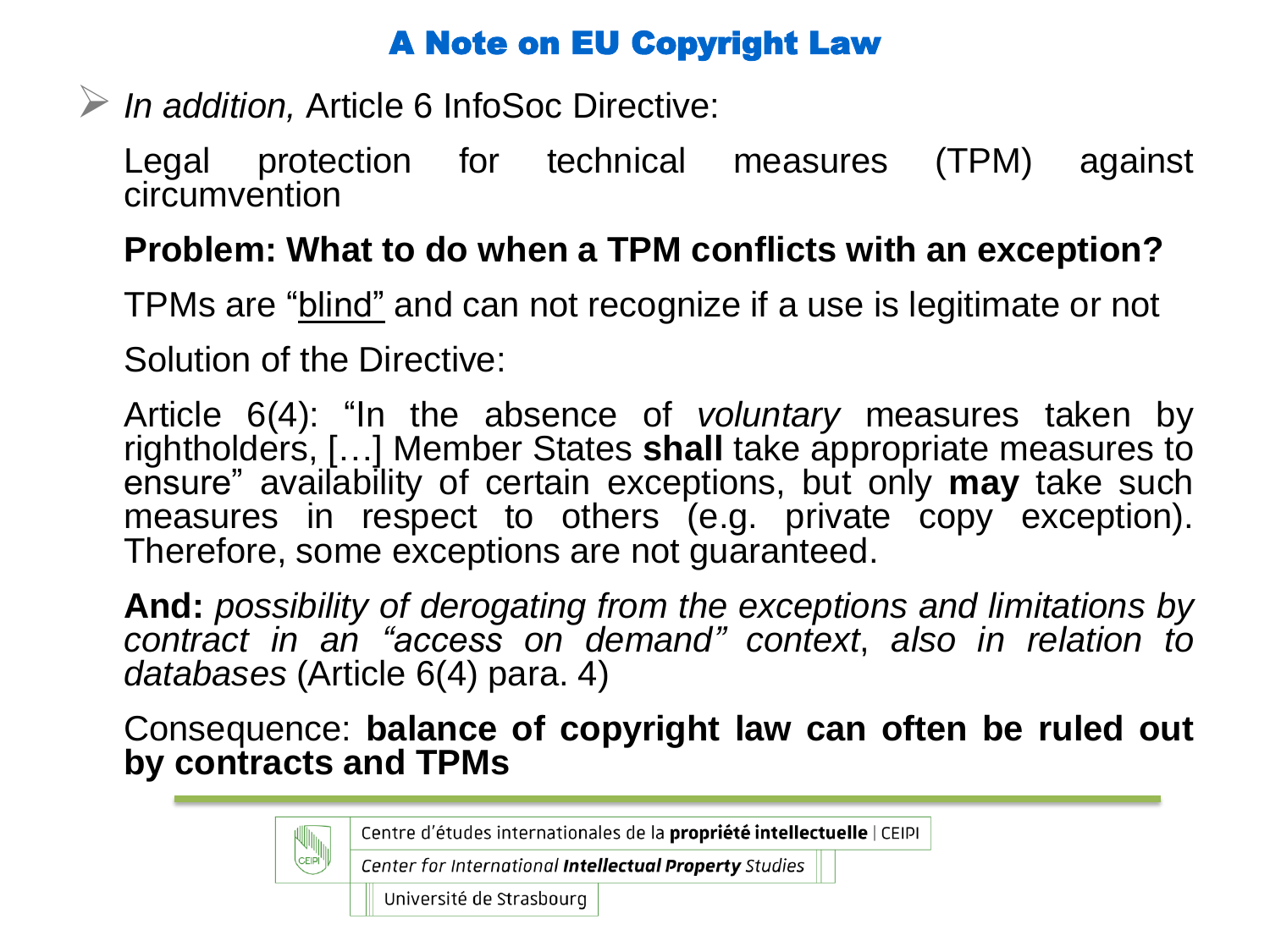# A Note on EU Copyright Law

- *In addition,* Article 6 InfoSoc Directive:

  Legal protection for technical measures (TPM) against circumvention

  **Problem: What to do when a TPM conflicts with an exception?**

  TPMs are "<u>blind</u>" and can not recognize if a use is legitimate or not

  Solution of the Directive:

  Article 6(4): "In the absence of *voluntary* measures taken by rightholders, […] Member States **shall** take appropriate measures to ensure" availability of certain exceptions, but only **may** take such measures in respect to others (e.g. private copy exception). Therefore, some exceptions are not guaranteed.

  **And:** *possibility of derogating from the exceptions and limitations by contract in an "access on demand" context*, *also in relation to databases* (Article 6(4) para. 4)

  Consequence: **balance of copyright law can often be ruled out by contracts and TPMs**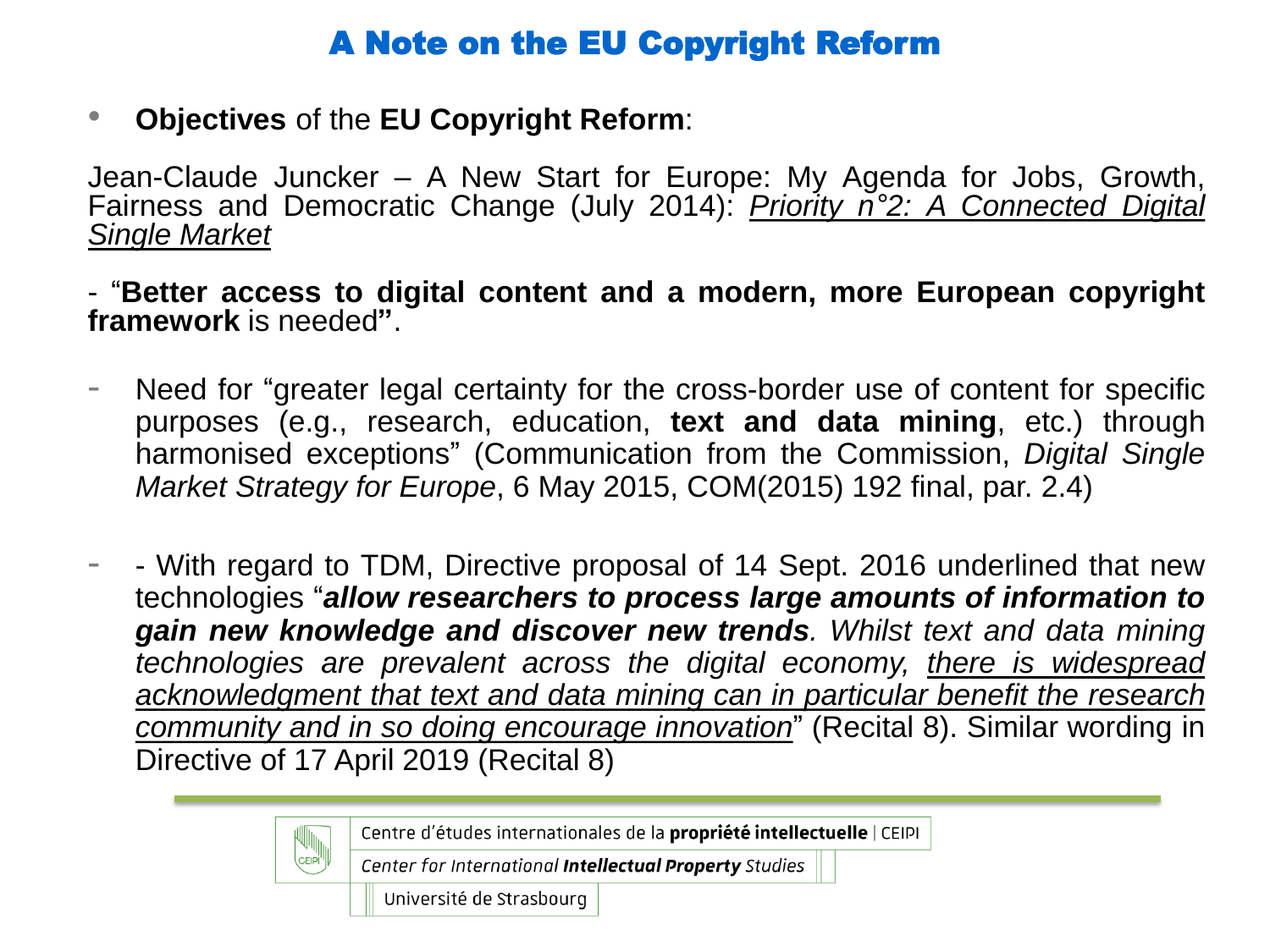# A Note on the EU Copyright Reform

- **Objectives** of the **EU Copyright Reform**:

Jean-Claude Juncker – A New Start for Europe: My Agenda for Jobs, Growth, Fairness and Democratic Change (July 2014): *Priority n°2: A Connected Digital Single Market*

- "**Better access to digital content and a modern, more European copyright framework** is needed**"**.

- Need for "greater legal certainty for the cross-border use of content for specific purposes (e.g., research, education, **text and data mining**, etc.) through harmonised exceptions" (Communication from the Commission, *Digital Single Market Strategy for Europe*, 6 May 2015, COM(2015) 192 final, par. 2.4)

- - With regard to TDM, Directive proposal of 14 Sept. 2016 underlined that new technologies "***allow researchers to process large amounts of information to gain new knowledge and discover new trends****. Whilst text and data mining technologies are prevalent across the digital economy, there is widespread acknowledgment that text and data mining can in particular benefit the research community and in so doing encourage innovation*" (Recital 8). Similar wording in Directive of 17 April 2019 (Recital 8)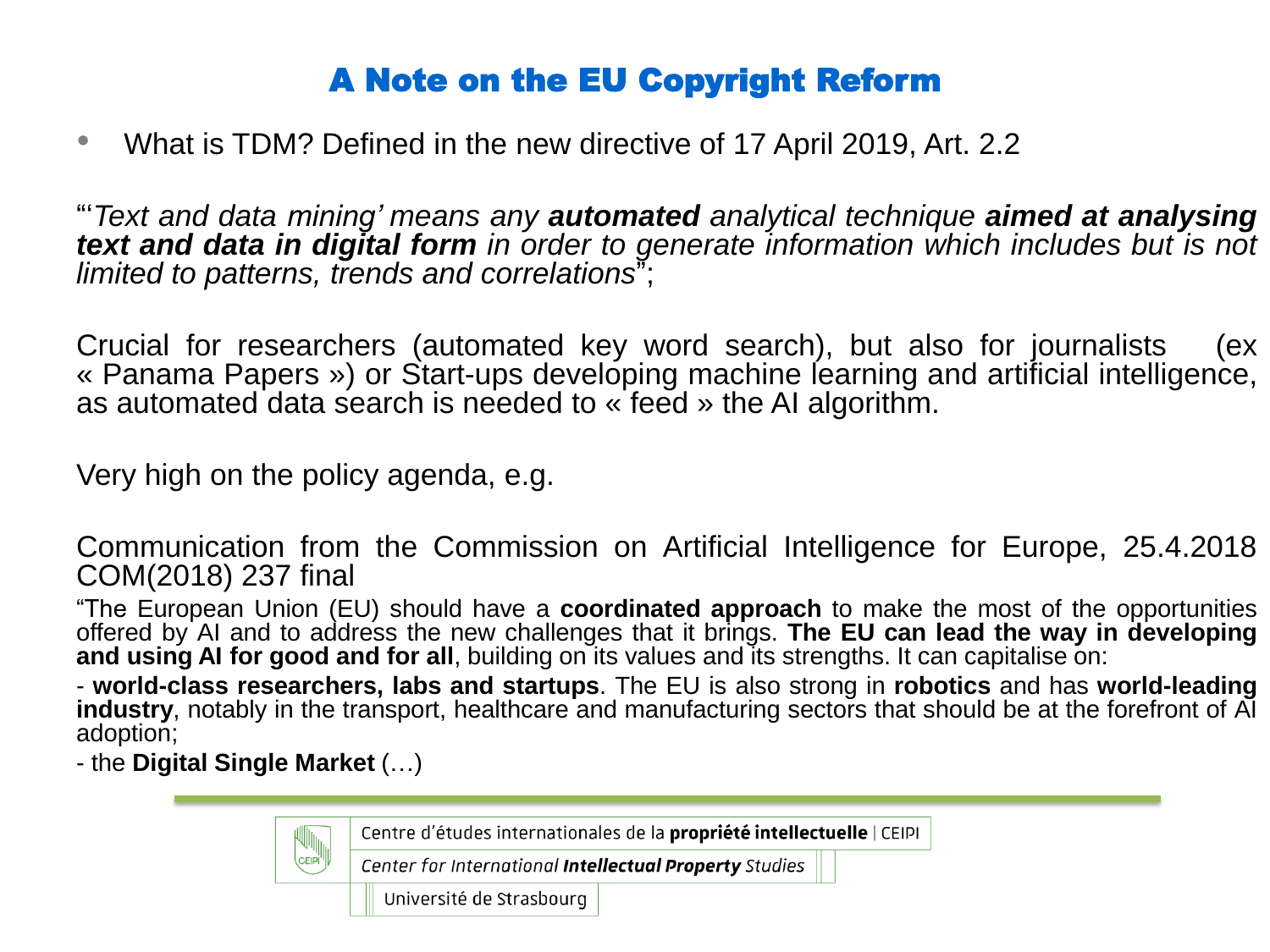# A Note on the EU Copyright Reform

- What is TDM? Defined in the new directive of 17 April 2019, Art. 2.2

"'*Text and data mining' means any **automated** analytical technique **aimed at analysing text and data in digital form** in order to generate information which includes but is not limited to patterns, trends and correlations*";

Crucial for researchers (automated key word search), but also for journalists (ex « Panama Papers ») or Start-ups developing machine learning and artificial intelligence, as automated data search is needed to « feed » the AI algorithm.

Very high on the policy agenda, e.g.

Communication from the Commission on Artificial Intelligence for Europe, 25.4.2018 COM(2018) 237 final

"The European Union (EU) should have a **coordinated approach** to make the most of the opportunities offered by AI and to address the new challenges that it brings. **The EU can lead the way in developing and using AI for good and for all**, building on its values and its strengths. It can capitalise on:

- **world-class researchers, labs and startups**. The EU is also strong in **robotics** and has **world-leading industry**, notably in the transport, healthcare and manufacturing sectors that should be at the forefront of AI adoption;

- the **Digital Single Market** (…)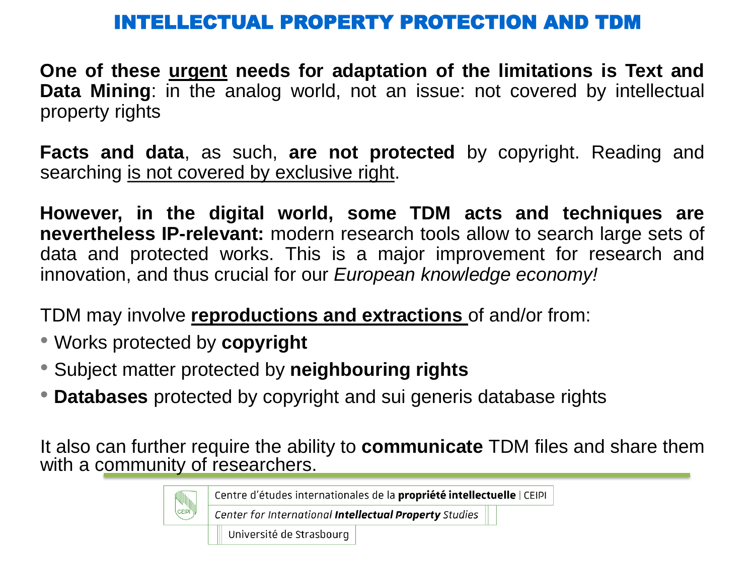# INTELLECTUAL PROPERTY PROTECTION AND TDM

**One of these urgent needs for adaptation of the limitations is Text and Data Mining**: in the analog world, not an issue: not covered by intellectual property rights

**Facts and data**, as such, **are not protected** by copyright. Reading and searching is not covered by exclusive right.

**However, in the digital world, some TDM acts and techniques are nevertheless IP-relevant:** modern research tools allow to search large sets of data and protected works. This is a major improvement for research and innovation, and thus crucial for our *European knowledge economy!*

TDM may involve **reproductions and extractions** of and/or from:

- Works protected by **copyright**
- Subject matter protected by **neighbouring rights**
- **Databases** protected by copyright and sui generis database rights

It also can further require the ability to **communicate** TDM files and share them with a community of researchers.

Centre d'études internationales de la **propriété intellectuelle** | CEIPI
Center for International **Intellectual Property** Studies
Université de Strasbourg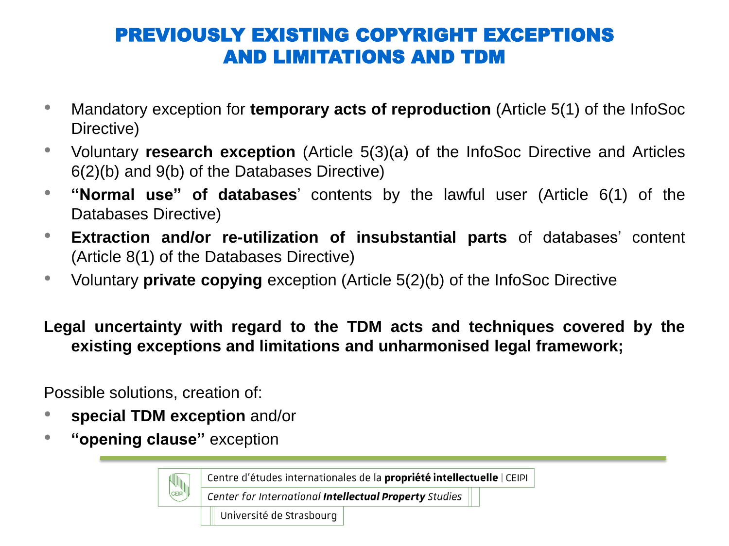# PREVIOUSLY EXISTING COPYRIGHT EXCEPTIONS AND LIMITATIONS AND TDM

- Mandatory exception for **temporary acts of reproduction** (Article 5(1) of the InfoSoc Directive)
- Voluntary **research exception** (Article 5(3)(a) of the InfoSoc Directive and Articles 6(2)(b) and 9(b) of the Databases Directive)
- **"Normal use" of databases**' contents by the lawful user (Article 6(1) of the Databases Directive)
- **Extraction and/or re-utilization of insubstantial parts** of databases' content (Article 8(1) of the Databases Directive)
- Voluntary **private copying** exception (Article 5(2)(b) of the InfoSoc Directive

**Legal uncertainty with regard to the TDM acts and techniques covered by the existing exceptions and limitations and unharmonised legal framework;**

Possible solutions, creation of:

- **special TDM exception** and/or
- **"opening clause"** exception

Centre d'études internationales de la **propriété intellectuelle** | CEIPI
*Center for International **Intellectual Property** Studies*
Université de Strasbourg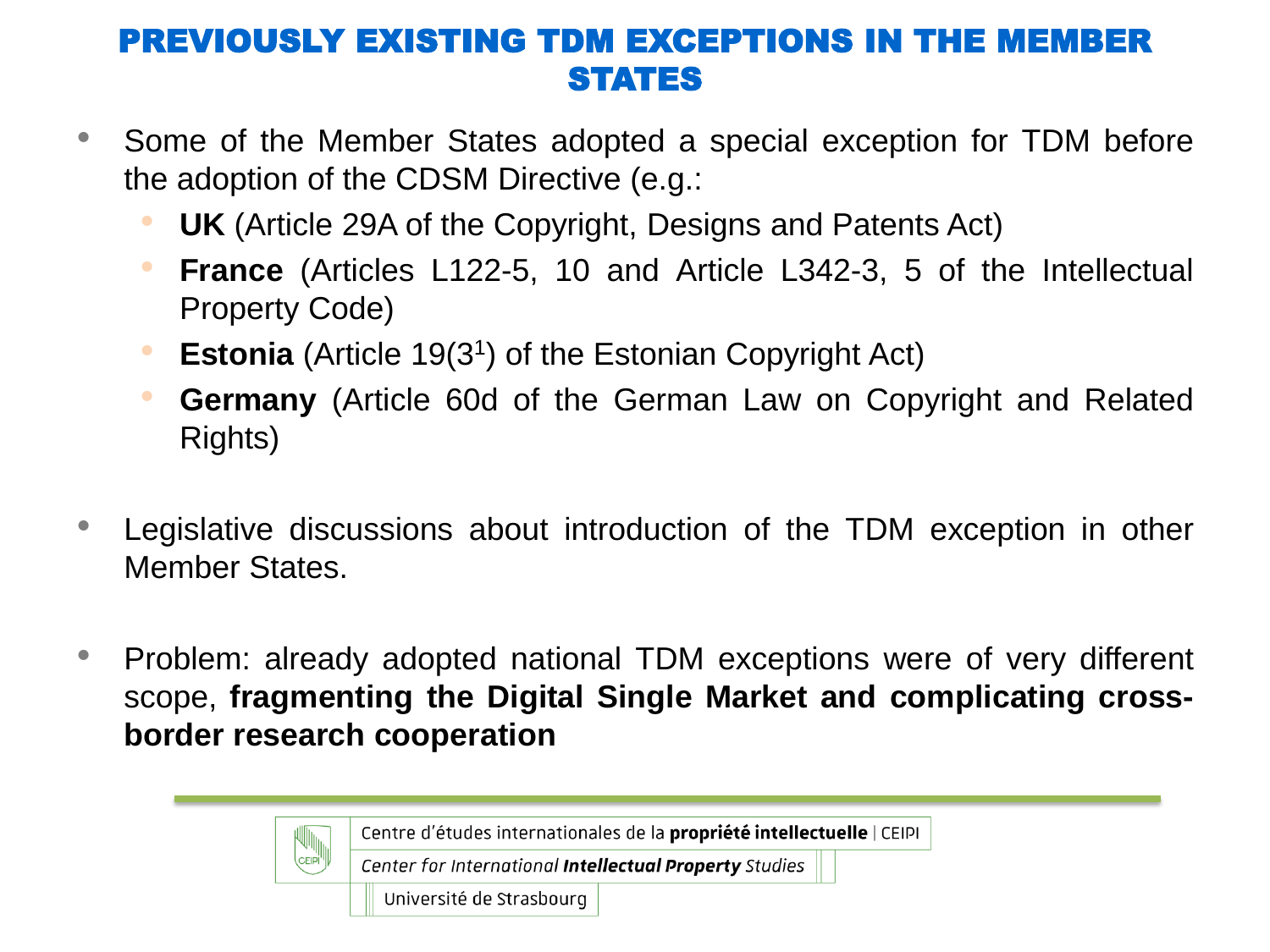# PREVIOUSLY EXISTING TDM EXCEPTIONS IN THE MEMBER STATES

- Some of the Member States adopted a special exception for TDM before the adoption of the CDSM Directive (e.g.:
  - **UK** (Article 29A of the Copyright, Designs and Patents Act)
  - **France** (Articles L122-5, 10 and Article L342-3, 5 of the Intellectual Property Code)
  - **Estonia** (Article 19($3^1$) of the Estonian Copyright Act)
  - **Germany** (Article 60d of the German Law on Copyright and Related Rights)

- Legislative discussions about introduction of the TDM exception in other Member States.

- Problem: already adopted national TDM exceptions were of very different scope, **fragmenting the Digital Single Market and complicating cross-border research cooperation**

Centre d'études internationales de la **propriété intellectuelle** | CEIPI
*Center for International **Intellectual Property** Studies*
Université de Strasbourg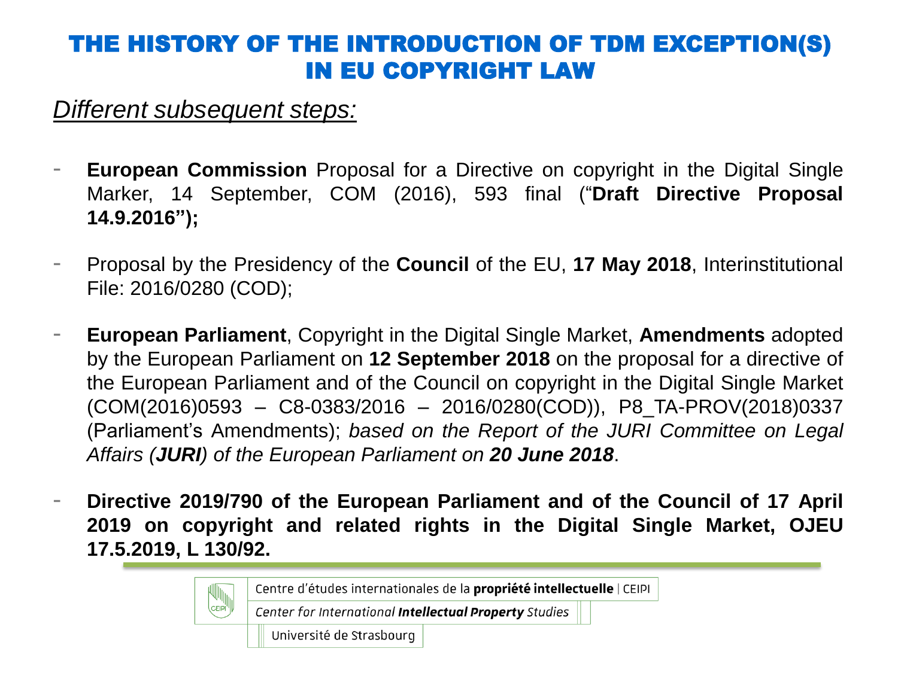# THE HISTORY OF THE INTRODUCTION OF TDM EXCEPTION(S) IN EU COPYRIGHT LAW

*Different subsequent steps:*

- **European Commission** Proposal for a Directive on copyright in the Digital Single Marker, 14 September, COM (2016), 593 final ("**Draft Directive Proposal 14.9.2016");**

- Proposal by the Presidency of the **Council** of the EU, **17 May 2018**, Interinstitutional File: 2016/0280 (COD);

- **European Parliament**, Copyright in the Digital Single Market, **Amendments** adopted by the European Parliament on **12 September 2018** on the proposal for a directive of the European Parliament and of the Council on copyright in the Digital Single Market (COM(2016)0593 – C8-0383/2016 – 2016/0280(COD)), P8_TA-PROV(2018)0337 (Parliament's Amendments); *based on the Report of the JURI Committee on Legal Affairs (**JURI**) of the European Parliament on **20 June 2018***.

- **Directive 2019/790 of the European Parliament and of the Council of 17 April 2019 on copyright and related rights in the Digital Single Market, OJEU 17.5.2019, L 130/92.**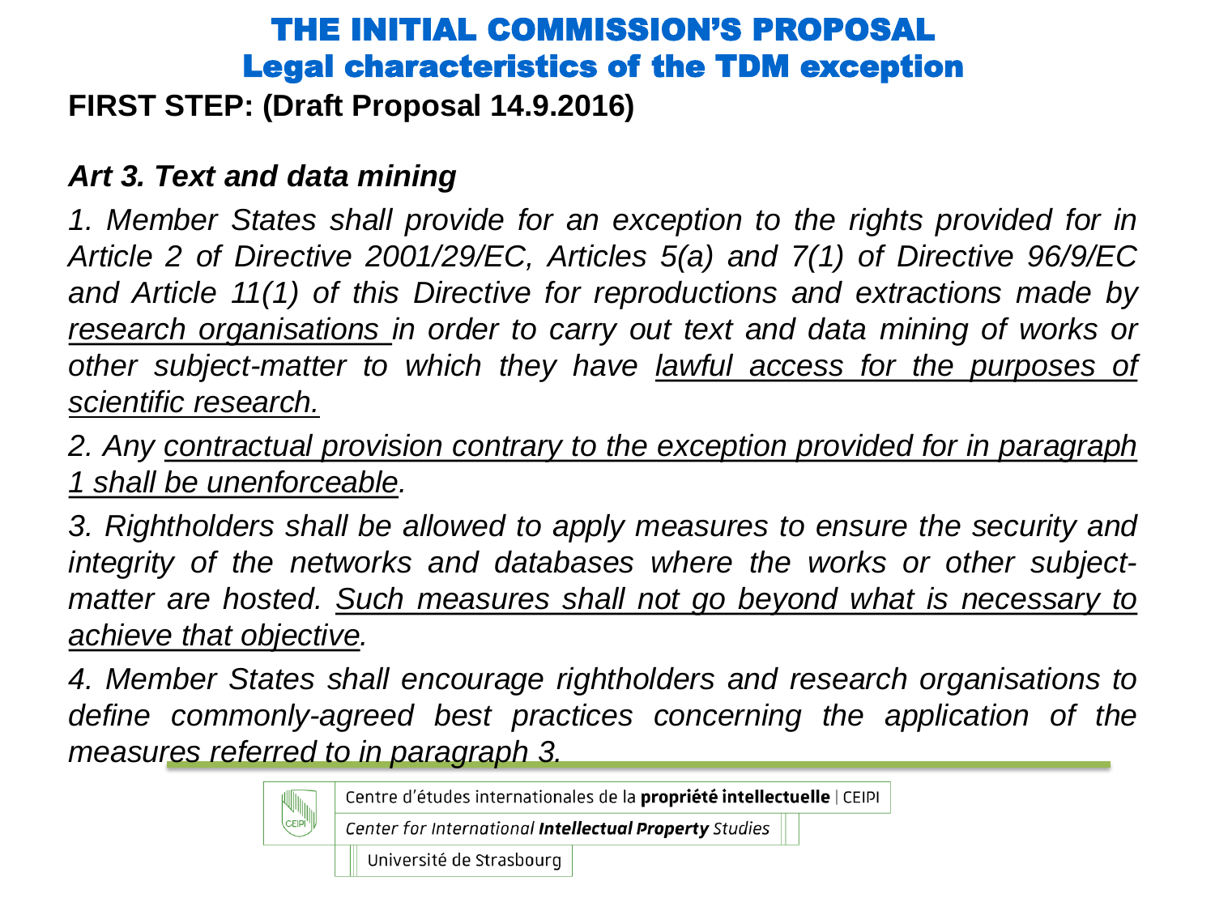# THE INITIAL COMMISSION'S PROPOSAL

## Legal characteristics of the TDM exception

**FIRST STEP: (Draft Proposal 14.9.2016)**

***Art 3. Text and data mining***

*1. Member States shall provide for an exception to the rights provided for in Article 2 of Directive 2001/29/EC, Articles 5(a) and 7(1) of Directive 96/9/EC and Article 11(1) of this Directive for reproductions and extractions made by <u>research organisations</u> in order to carry out text and data mining of works or other subject-matter to which they have <u>lawful access for the purposes of scientific research.</u>*

*2. Any <u>contractual provision contrary to the exception provided for in paragraph 1 shall be unenforceable</u>.*

*3. Rightholders shall be allowed to apply measures to ensure the security and integrity of the networks and databases where the works or other subject-matter are hosted. <u>Such measures shall not go beyond what is necessary to achieve that objective</u>.*

*4. Member States shall encourage rightholders and research organisations to define commonly-agreed best practices concerning the application of the measures referred to in paragraph 3.*

Centre d'études internationales de la **propriété intellectuelle** | CEIPI

*Center for International **Intellectual Property** Studies*

Université de Strasbourg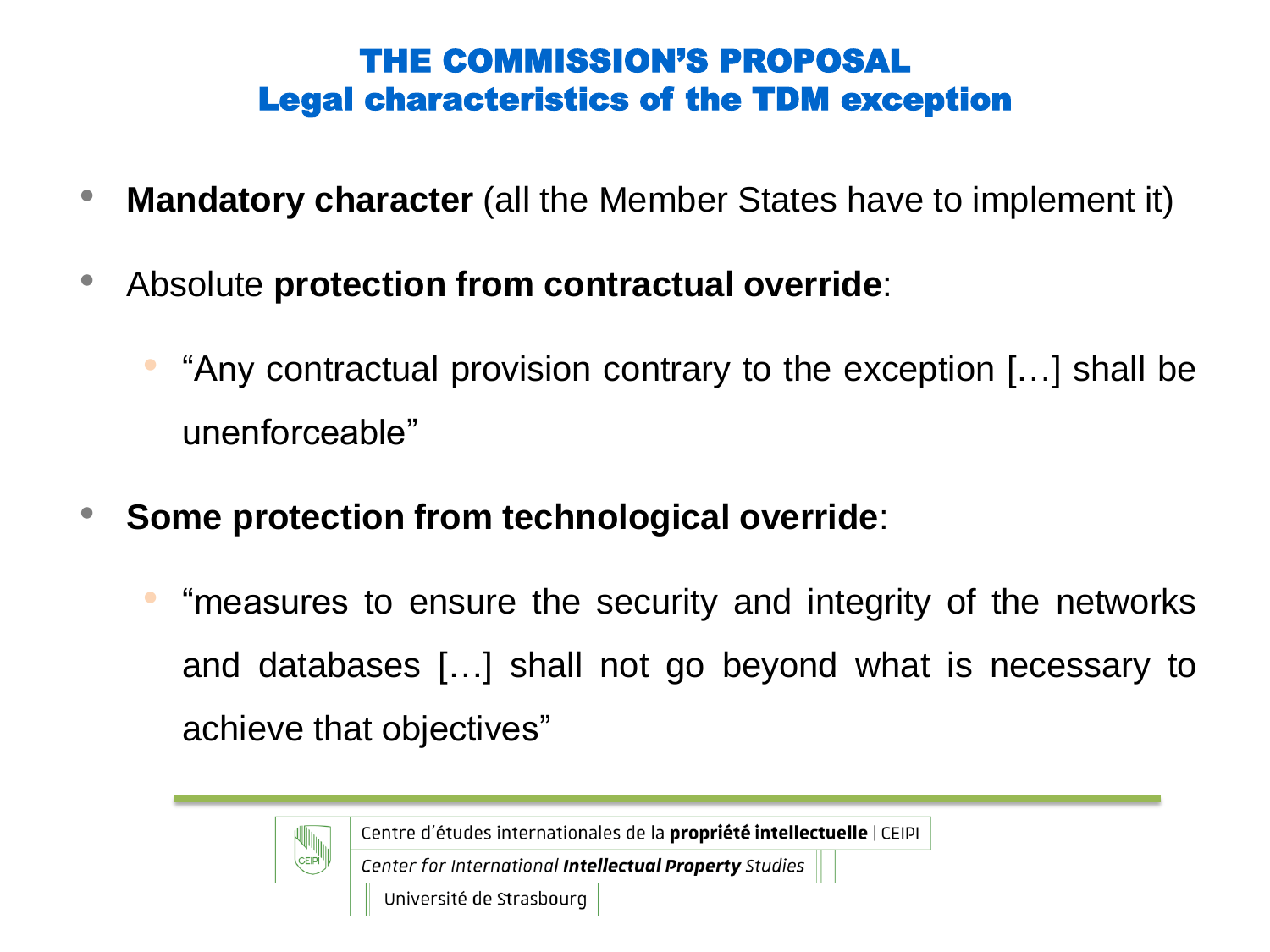# THE COMMISSION'S PROPOSAL
## Legal characteristics of the TDM exception

- **Mandatory character** (all the Member States have to implement it)
- Absolute **protection from contractual override**:
  - "Any contractual provision contrary to the exception […] shall be unenforceable"
- **Some protection from technological override**:
  - "measures to ensure the security and integrity of the networks and databases […] shall not go beyond what is necessary to achieve that objectives"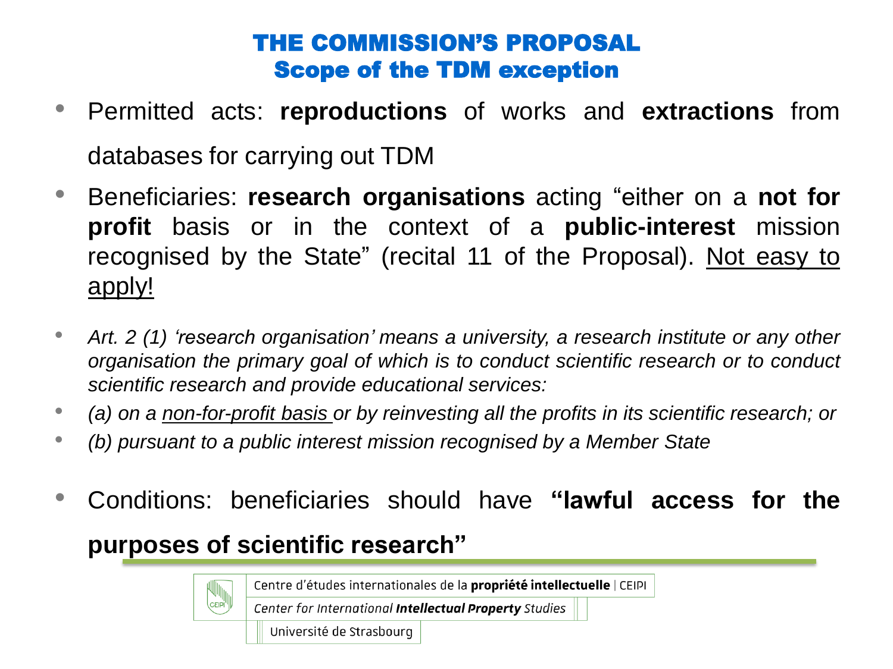# THE COMMISSION'S PROPOSAL
## Scope of the TDM exception

- Permitted acts: **reproductions** of works and **extractions** from databases for carrying out TDM
- Beneficiaries: **research organisations** acting "either on a **not for profit** basis or in the context of a **public-interest** mission recognised by the State" (recital 11 of the Proposal). <u>Not easy to apply!</u>
- *Art. 2 (1) 'research organisation' means a university, a research institute or any other organisation the primary goal of which is to conduct scientific research or to conduct scientific research and provide educational services:*
- *(a) on a <u>non-for-profit basis</u> or by reinvesting all the profits in its scientific research; or*
- *(b) pursuant to a public interest mission recognised by a Member State*
- Conditions: beneficiaries should have **"lawful access for the purposes of scientific research"**

Centre d'études internationales de la **propriété intellectuelle** | CEIPI
*Center for International **Intellectual Property** Studies*
Université de Strasbourg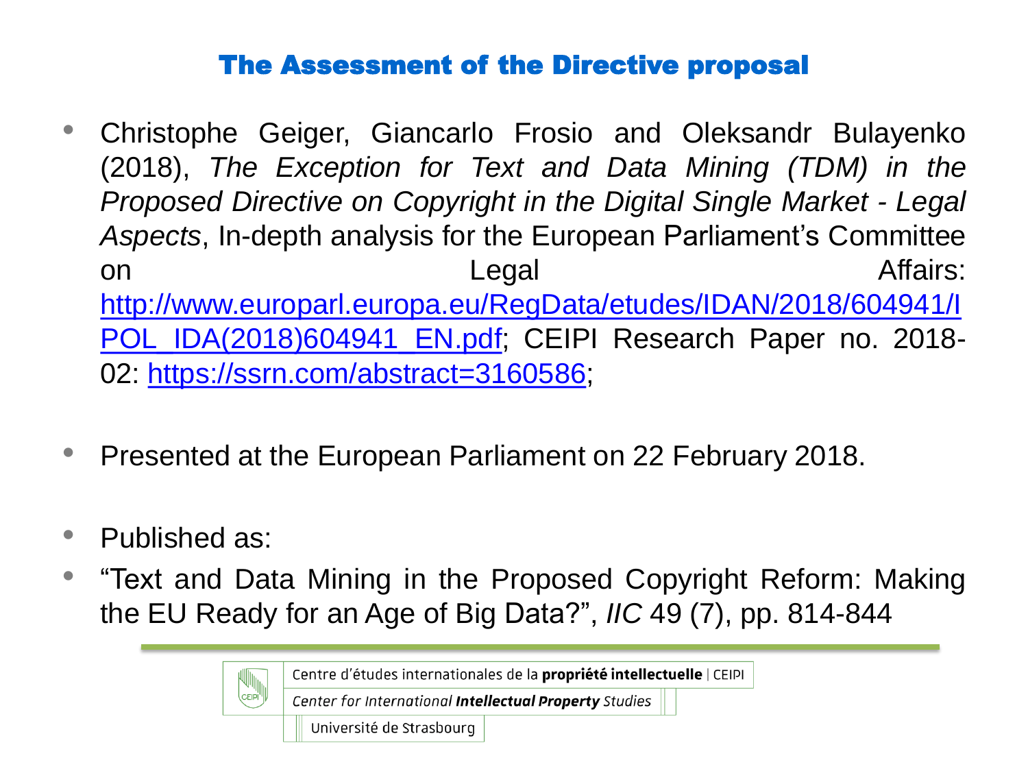## The Assessment of the Directive proposal

- Christophe Geiger, Giancarlo Frosio and Oleksandr Bulayenko (2018), *The Exception for Text and Data Mining (TDM) in the Proposed Directive on Copyright in the Digital Single Market - Legal Aspects*, In-depth analysis for the European Parliament's Committee on Legal Affairs: [http://www.europarl.europa.eu/RegData/etudes/IDAN/2018/604941/IPOL_IDA(2018)604941_EN.pdf](http://www.europarl.europa.eu/RegData/etudes/IDAN/2018/604941/IPOL_IDA(2018)604941_EN.pdf); CEIPI Research Paper no. 2018-02: [https://ssrn.com/abstract=3160586](https://ssrn.com/abstract=3160586);

- Presented at the European Parliament on 22 February 2018.

- Published as:
- "Text and Data Mining in the Proposed Copyright Reform: Making the EU Ready for an Age of Big Data?", *IIC* 49 (7), pp. 814-844

Centre d'études internationales de la **propriété intellectuelle** | CEIPI
*Center for International* ***Intellectual Property*** *Studies*
Université de Strasbourg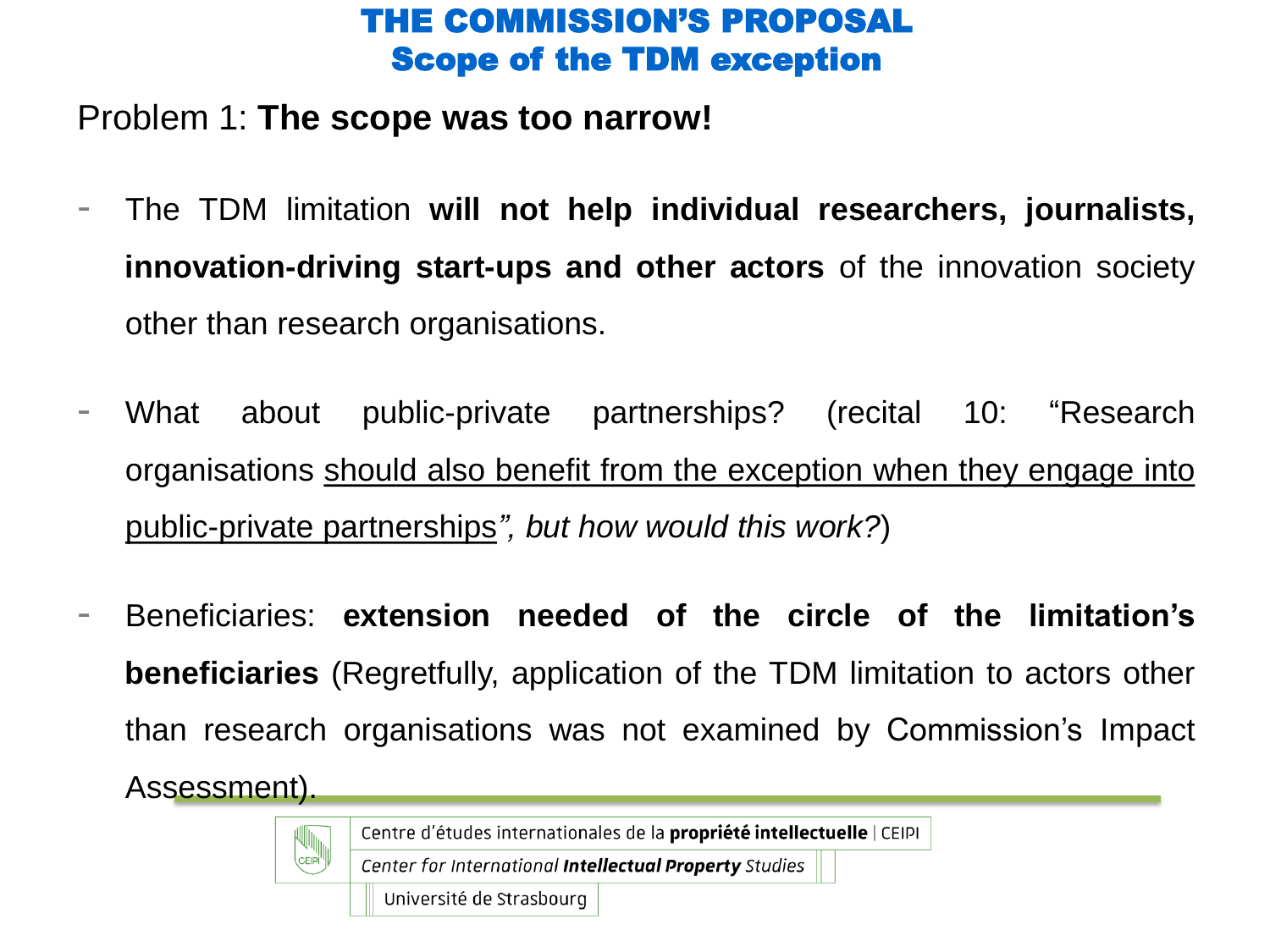# THE COMMISSION'S PROPOSAL
## Scope of the TDM exception

Problem 1: **The scope was too narrow!**

- The TDM limitation **will not help individual researchers, journalists, innovation-driving start-ups and other actors** of the innovation society other than research organisations.

- What about public-private partnerships? (recital 10: "Research organisations <u>should also benefit from the exception when they engage into public-private partnerships</u>*", but how would this work?*)

- Beneficiaries: **extension needed of the circle of the limitation's beneficiaries** (Regretfully, application of the TDM limitation to actors other than research organisations was not examined by Commission's Impact Assessment).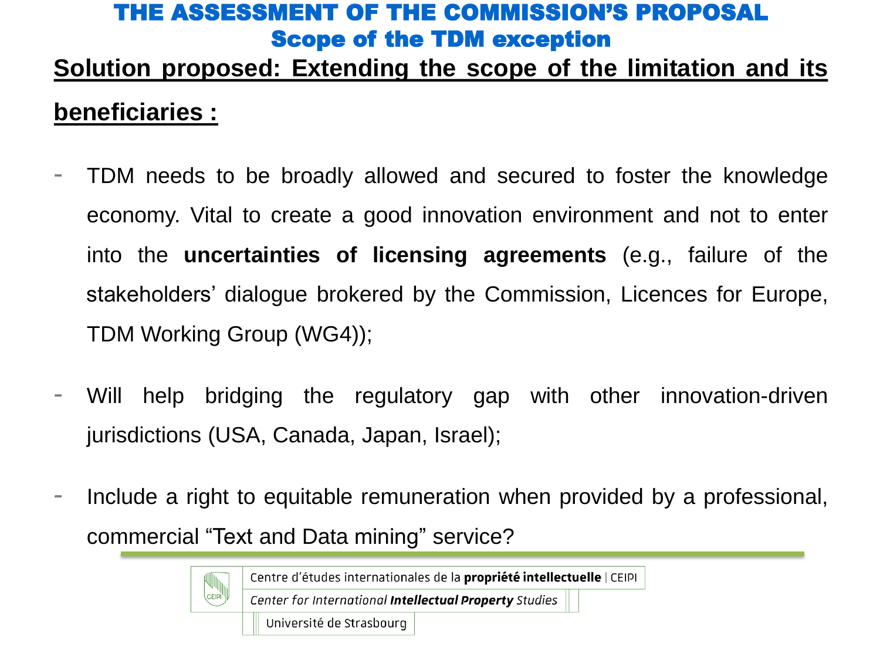# THE ASSESSMENT OF THE COMMISSION'S PROPOSAL

## Scope of the TDM exception

**Solution proposed: Extending the scope of the limitation and its beneficiaries :**

- TDM needs to be broadly allowed and secured to foster the knowledge economy. Vital to create a good innovation environment and not to enter into the **uncertainties of licensing agreements** (e.g., failure of the stakeholders' dialogue brokered by the Commission, Licences for Europe, TDM Working Group (WG4));
- Will help bridging the regulatory gap with other innovation-driven jurisdictions (USA, Canada, Japan, Israel);
- Include a right to equitable remuneration when provided by a professional, commercial "Text and Data mining" service?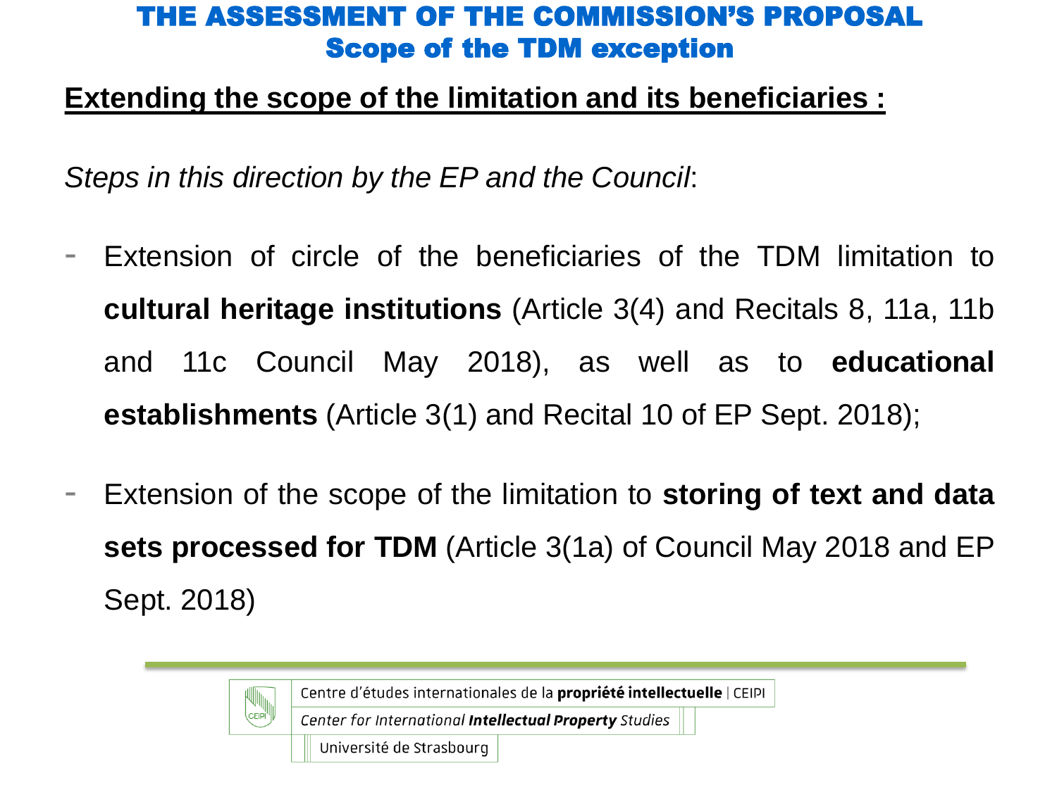# THE ASSESSMENT OF THE COMMISSION'S PROPOSAL
## Scope of the TDM exception

**Extending the scope of the limitation and its beneficiaries :**

*Steps in this direction by the EP and the Council*:

- Extension of circle of the beneficiaries of the TDM limitation to **cultural heritage institutions** (Article 3(4) and Recitals 8, 11a, 11b and 11c Council May 2018), as well as to **educational establishments** (Article 3(1) and Recital 10 of EP Sept. 2018);

- Extension of the scope of the limitation to **storing of text and data sets processed for TDM** (Article 3(1a) of Council May 2018 and EP Sept. 2018)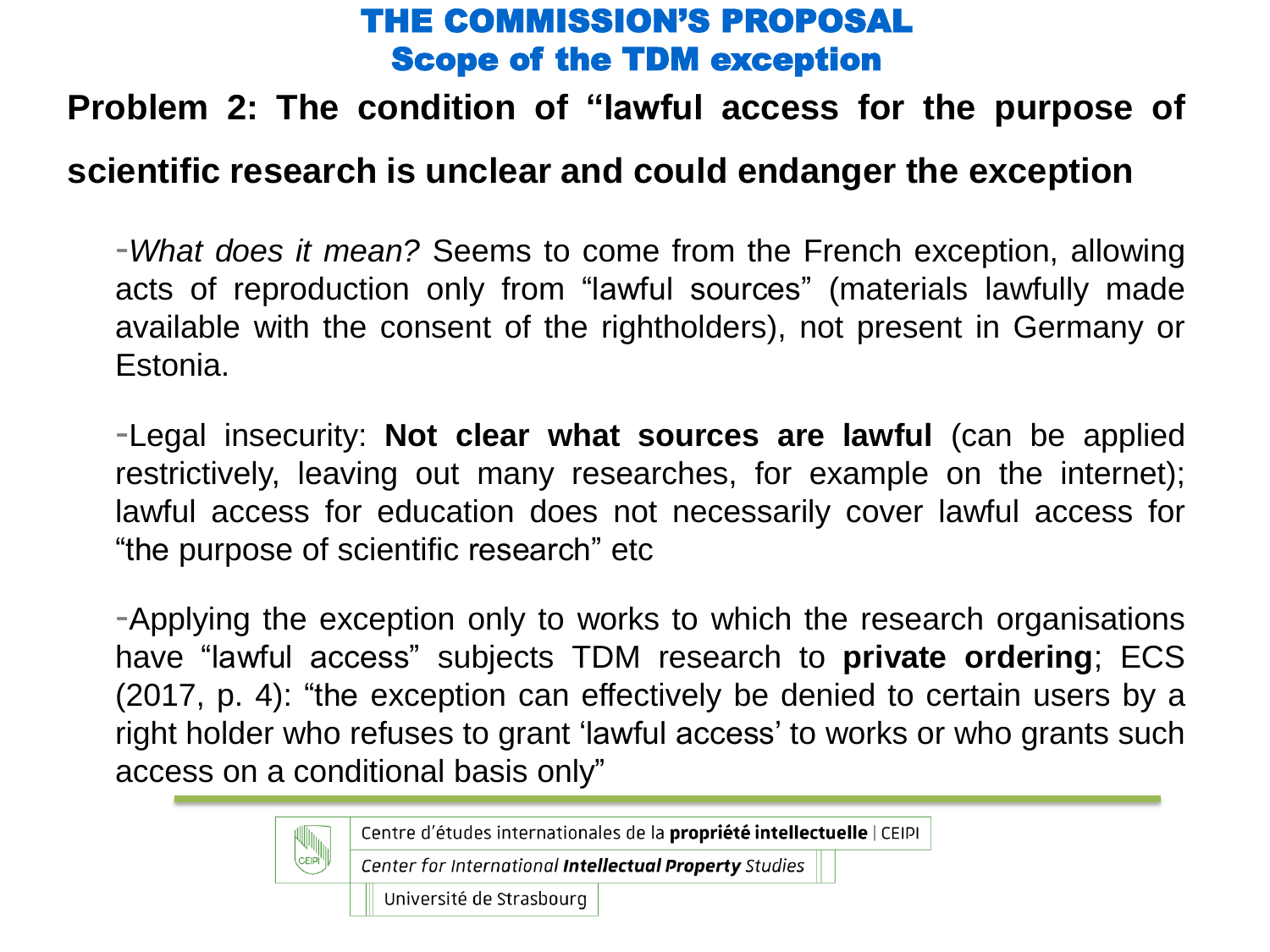# THE COMMISSION'S PROPOSAL
## Scope of the TDM exception

**Problem 2: The condition of "lawful access for the purpose of scientific research is unclear and could endanger the exception**

- *What does it mean?* Seems to come from the French exception, allowing acts of reproduction only from "lawful sources" (materials lawfully made available with the consent of the rightholders), not present in Germany or Estonia.

- Legal insecurity: **Not clear what sources are lawful** (can be applied restrictively, leaving out many researches, for example on the internet); lawful access for education does not necessarily cover lawful access for "the purpose of scientific research" etc

- Applying the exception only to works to which the research organisations have "lawful access" subjects TDM research to **private ordering**; ECS (2017, p. 4): "the exception can effectively be denied to certain users by a right holder who refuses to grant 'lawful access' to works or who grants such access on a conditional basis only"

Centre d'études internationales de la **propriété intellectuelle** | CEIPI
*Center for International **Intellectual Property** Studies*
Université de Strasbourg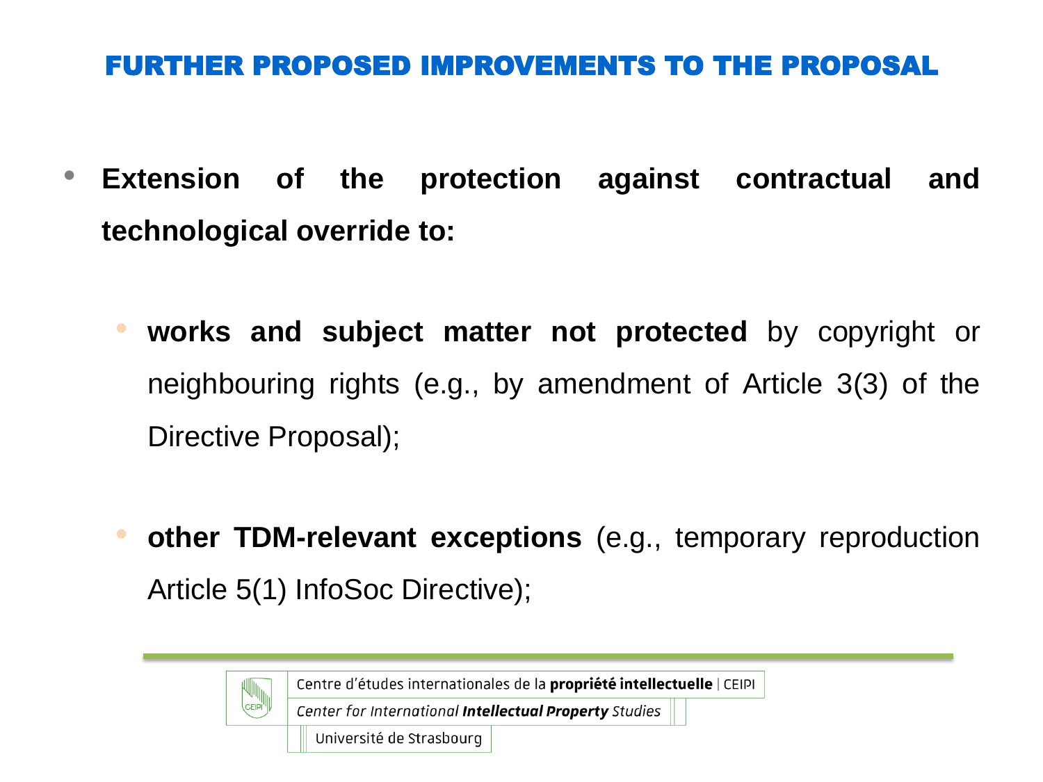# FURTHER PROPOSED IMPROVEMENTS TO THE PROPOSAL

- **Extension of the protection against contractual and technological override to:**
  - **works and subject matter not protected** by copyright or neighbouring rights (e.g., by amendment of Article 3(3) of the Directive Proposal);
  - **other TDM-relevant exceptions** (e.g., temporary reproduction Article 5(1) InfoSoc Directive);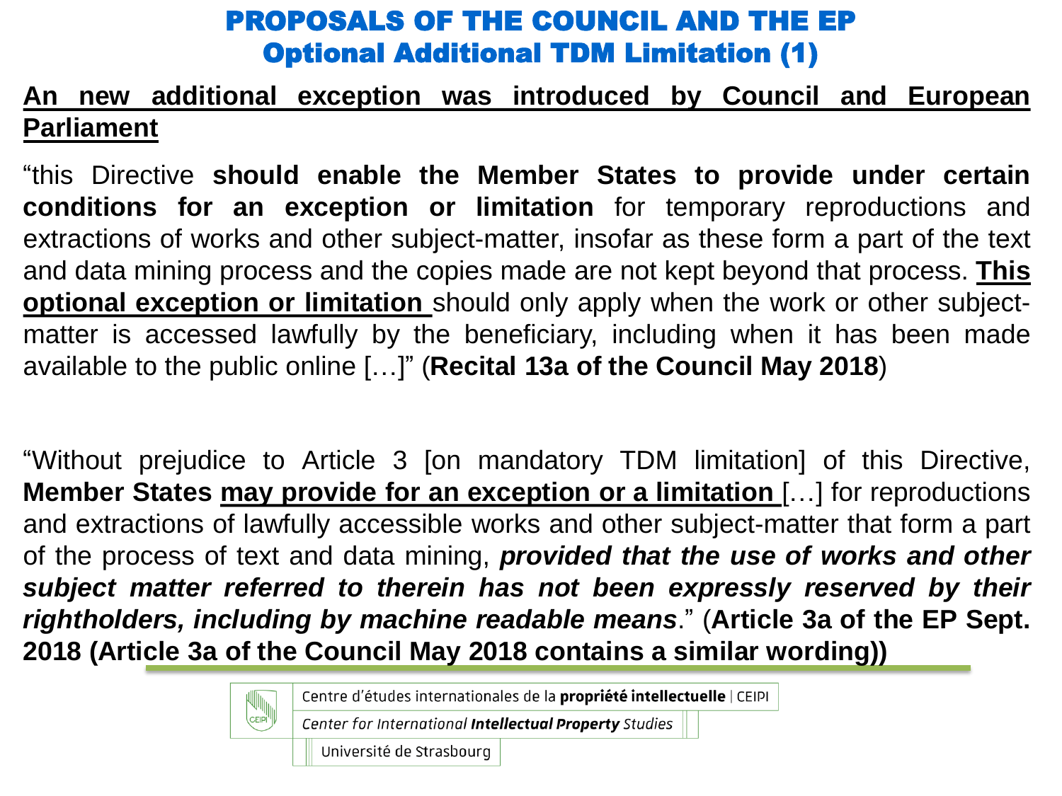# PROPOSALS OF THE COUNCIL AND THE EP

## Optional Additional TDM Limitation (1)

**An new additional exception was introduced by Council and European Parliament**

"this Directive **should enable the Member States to provide under certain conditions for an exception or limitation** for temporary reproductions and extractions of works and other subject-matter, insofar as these form a part of the text and data mining process and the copies made are not kept beyond that process. **This optional exception or limitation** should only apply when the work or other subject-matter is accessed lawfully by the beneficiary, including when it has been made available to the public online […]" (**Recital 13a of the Council May 2018**)

"Without prejudice to Article 3 [on mandatory TDM limitation] of this Directive, **Member States** **may provide for an exception or a limitation** […] for reproductions and extractions of lawfully accessible works and other subject-matter that form a part of the process of text and data mining, ***provided that the use of works and other subject matter referred to therein has not been expressly reserved by their rightholders, including by machine readable means***." (**Article 3a of the EP Sept. 2018 (Article 3a of the Council May 2018 contains a similar wording)**)

Centre d'études internationales de la **propriété intellectuelle** | CEIPI
Center for International **Intellectual Property** Studies
Université de Strasbourg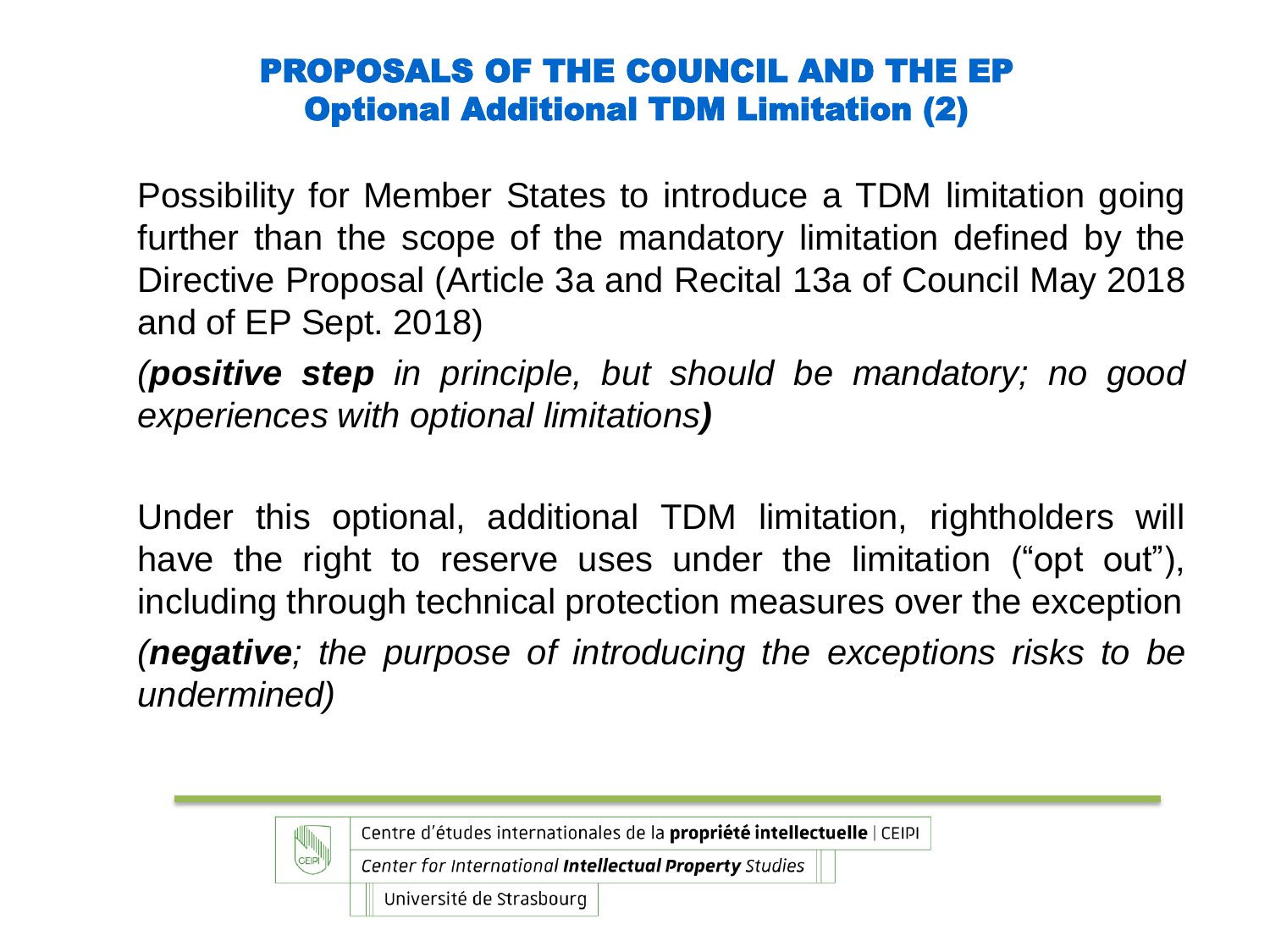## PROPOSALS OF THE COUNCIL AND THE EP
## Optional Additional TDM Limitation (2)

Possibility for Member States to introduce a TDM limitation going further than the scope of the mandatory limitation defined by the Directive Proposal (Article 3a and Recital 13a of Council May 2018 and of EP Sept. 2018)

*(**positive step** in principle, but should be mandatory; no good experiences with optional limitations**)***

Under this optional, additional TDM limitation, rightholders will have the right to reserve uses under the limitation ("opt out"), including through technical protection measures over the exception

*(**negative**; the purpose of introducing the exceptions risks to be undermined)*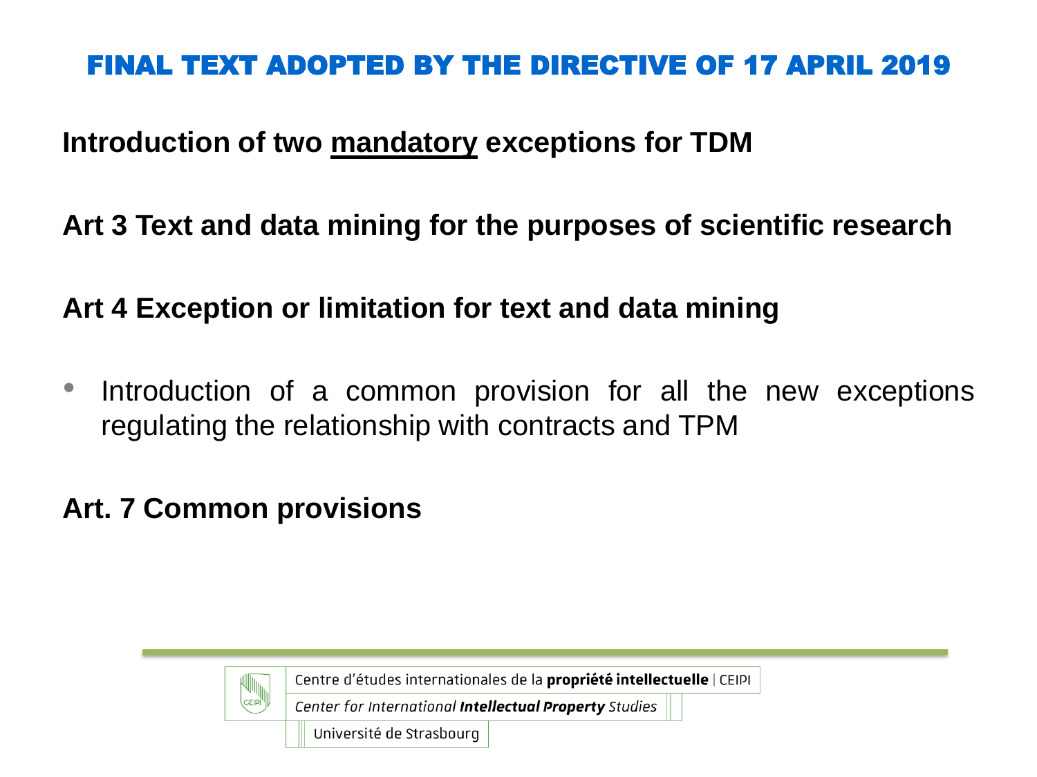# FINAL TEXT ADOPTED BY THE DIRECTIVE OF 17 APRIL 2019

**Introduction of two <u>mandatory</u> exceptions for TDM**

**Art 3 Text and data mining for the purposes of scientific research**

**Art 4 Exception or limitation for text and data mining**

- Introduction of a common provision for all the new exceptions regulating the relationship with contracts and TPM

**Art. 7 Common provisions**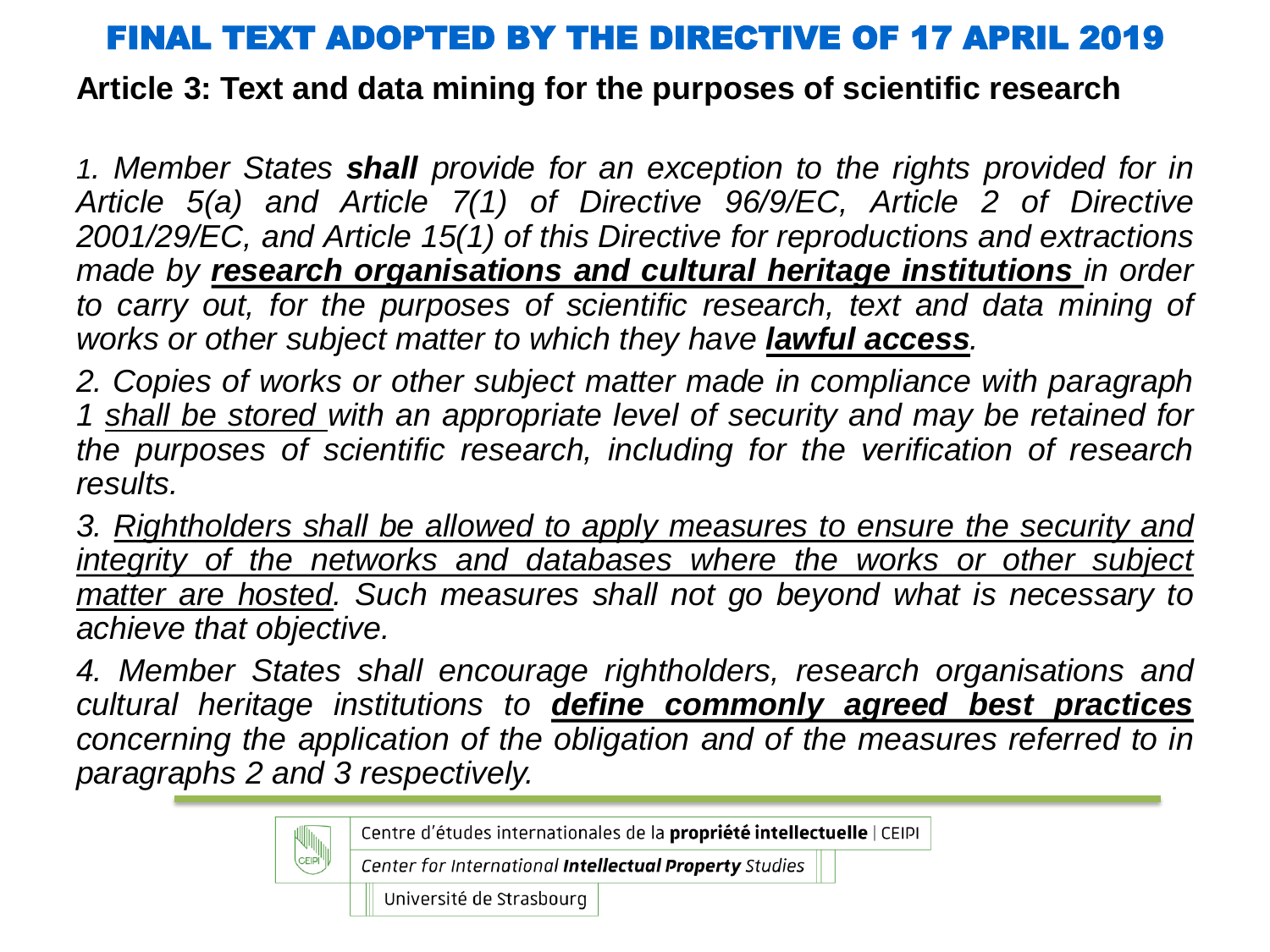# FINAL TEXT ADOPTED BY THE DIRECTIVE OF 17 APRIL 2019

## Article 3: Text and data mining for the purposes of scientific research

*1. Member States **shall** provide for an exception to the rights provided for in Article 5(a) and Article 7(1) of Directive 96/9/EC, Article 2 of Directive 2001/29/EC, and Article 15(1) of this Directive for reproductions and extractions made by <u>**research organisations and cultural heritage institutions**</u> in order to carry out, for the purposes of scientific research, text and data mining of works or other subject matter to which they have <u>**lawful access**</u>.*

*2. Copies of works or other subject matter made in compliance with paragraph 1 <u>shall be stored</u> with an appropriate level of security and may be retained for the purposes of scientific research, including for the verification of research results.*

*3. <u>Rightholders shall be allowed to apply measures to ensure the security and integrity of the networks and databases where the works or other subject matter are hosted</u>. Such measures shall not go beyond what is necessary to achieve that objective.*

*4. Member States shall encourage rightholders, research organisations and cultural heritage institutions to <u>**define commonly agreed best practices**</u> concerning the application of the obligation and of the measures referred to in paragraphs 2 and 3 respectively.*

Centre d'études internationales de la **propriété intellectuelle** | CEIPI

*Center for International **Intellectual Property** Studies*

Université de Strasbourg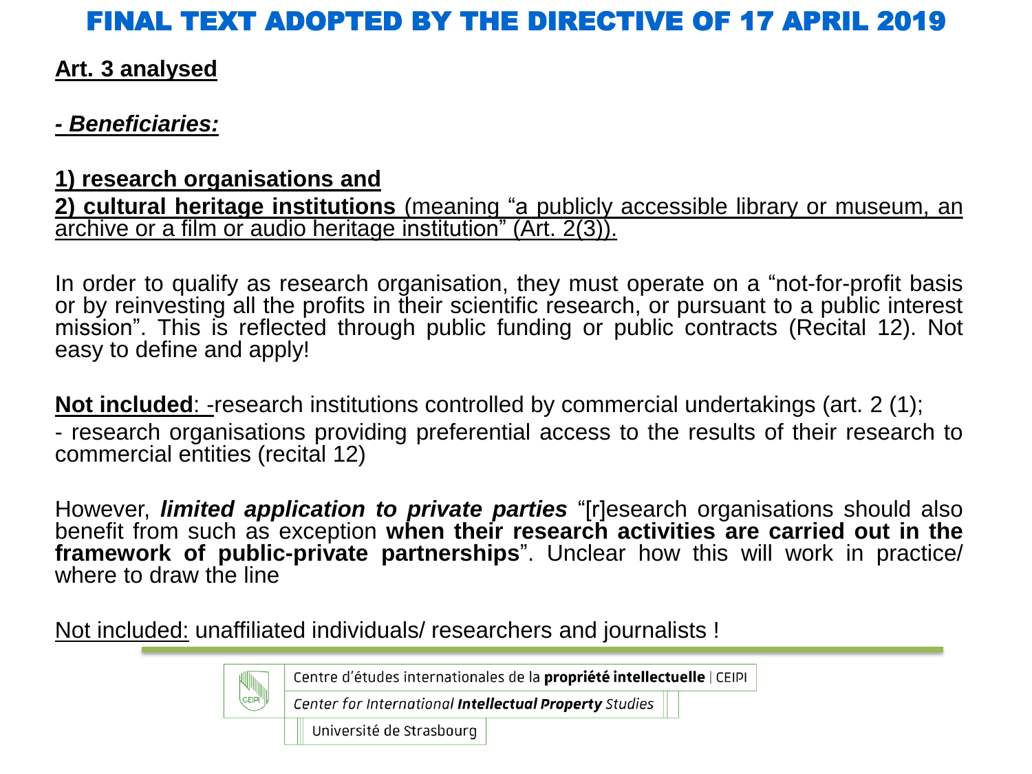# FINAL TEXT ADOPTED BY THE DIRECTIVE OF 17 APRIL 2019

**Art. 3 analysed**

***- Beneficiaries:***

**1) research organisations and**

**2) cultural heritage institutions** (meaning "a publicly accessible library or museum, an archive or a film or audio heritage institution" (Art. 2(3)).

In order to qualify as research organisation, they must operate on a "not-for-profit basis or by reinvesting all the profits in their scientific research, or pursuant to a public interest mission". This is reflected through public funding or public contracts (Recital 12). Not easy to define and apply!

**Not included**: -research institutions controlled by commercial undertakings (art. 2 (1);

- research organisations providing preferential access to the results of their research to commercial entities (recital 12)

However, ***limited application to private parties*** "[r]esearch organisations should also benefit from such as exception **when their research activities are carried out in the framework of public-private partnerships**". Unclear how this will work in practice/ where to draw the line

Not included: unaffiliated individuals/ researchers and journalists !

Centre d'études internationales de la **propriété intellectuelle** | CEIPI

*Center for International **Intellectual Property** Studies*

Université de Strasbourg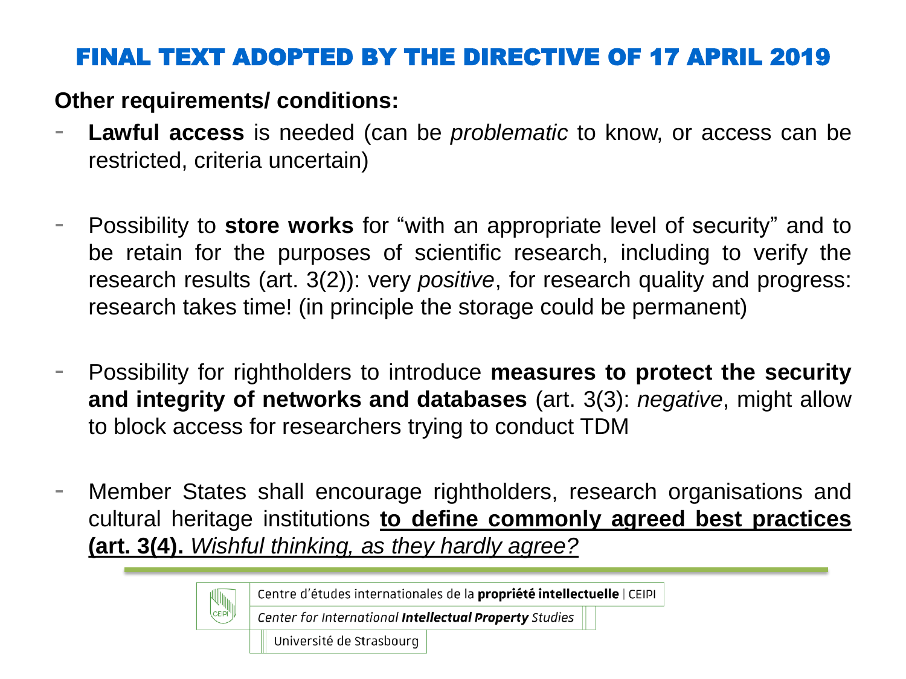# FINAL TEXT ADOPTED BY THE DIRECTIVE OF 17 APRIL 2019

**Other requirements/ conditions:**

- **Lawful access** is needed (can be *problematic* to know, or access can be restricted, criteria uncertain)

- Possibility to **store works** for "with an appropriate level of security" and to be retain for the purposes of scientific research, including to verify the research results (art. 3(2)): very *positive*, for research quality and progress: research takes time! (in principle the storage could be permanent)

- Possibility for rightholders to introduce **measures to protect the security and integrity of networks and databases** (art. 3(3): *negative*, might allow to block access for researchers trying to conduct TDM

- Member States shall encourage rightholders, research organisations and cultural heritage institutions **to define commonly agreed best practices (art. 3(4).** *Wishful thinking, as they hardly agree?*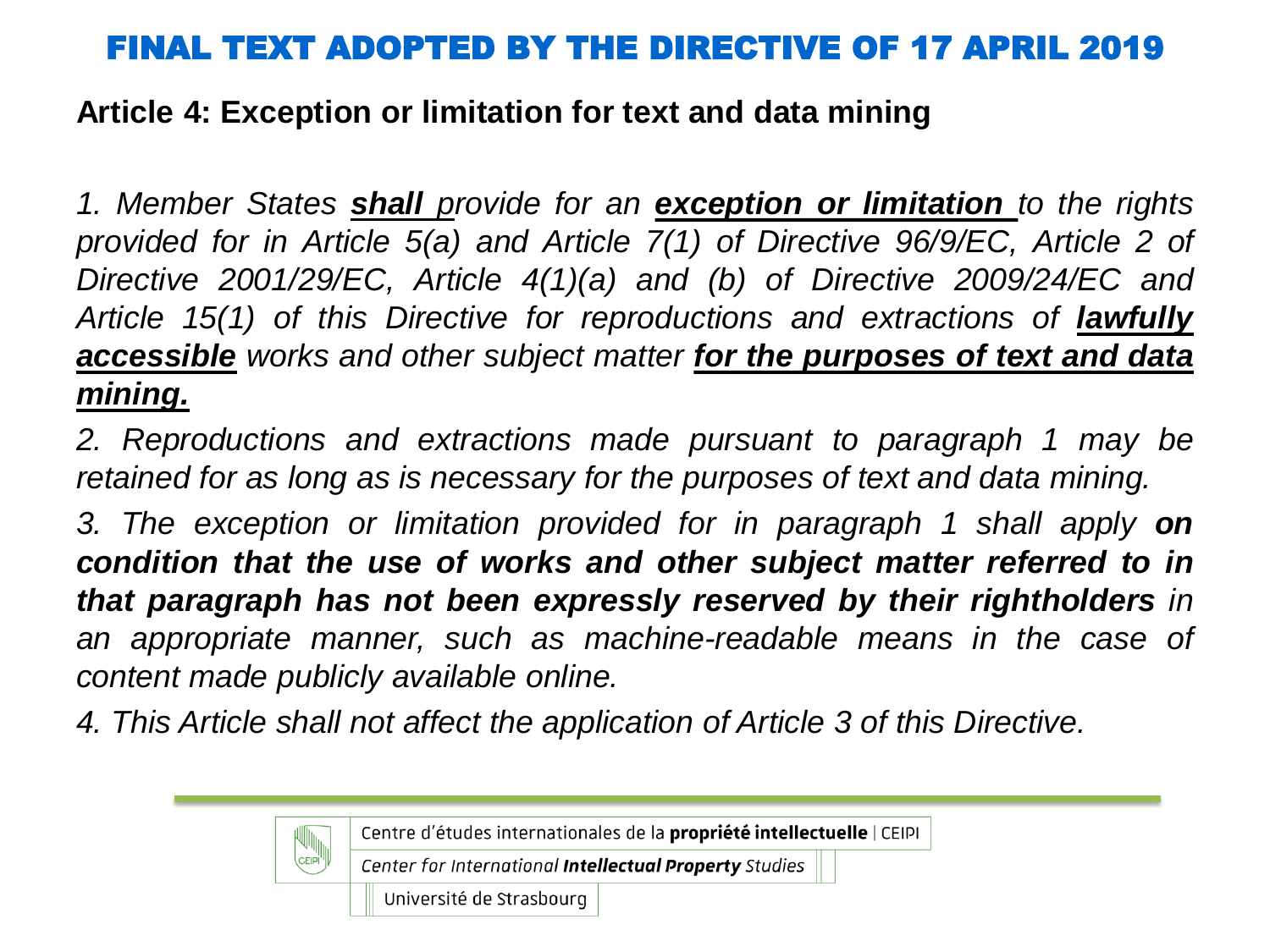# FINAL TEXT ADOPTED BY THE DIRECTIVE OF 17 APRIL 2019

## Article 4: Exception or limitation for text and data mining

*1. Member States **shall** provide for an **exception or limitation** to the rights provided for in Article 5(a) and Article 7(1) of Directive 96/9/EC, Article 2 of Directive 2001/29/EC, Article 4(1)(a) and (b) of Directive 2009/24/EC and Article 15(1) of this Directive for reproductions and extractions of **lawfully accessible** works and other subject matter **for the purposes of text and data mining.***

*2. Reproductions and extractions made pursuant to paragraph 1 may be retained for as long as is necessary for the purposes of text and data mining.*

*3. The exception or limitation provided for in paragraph 1 shall apply **on condition that the use of works and other subject matter referred to in that paragraph has not been expressly reserved by their rightholders** in an appropriate manner, such as machine-readable means in the case of content made publicly available online.*

*4. This Article shall not affect the application of Article 3 of this Directive.*

Centre d'études internationales de la **propriété intellectuelle** | CEIPI
*Center for International **Intellectual Property** Studies*
Université de Strasbourg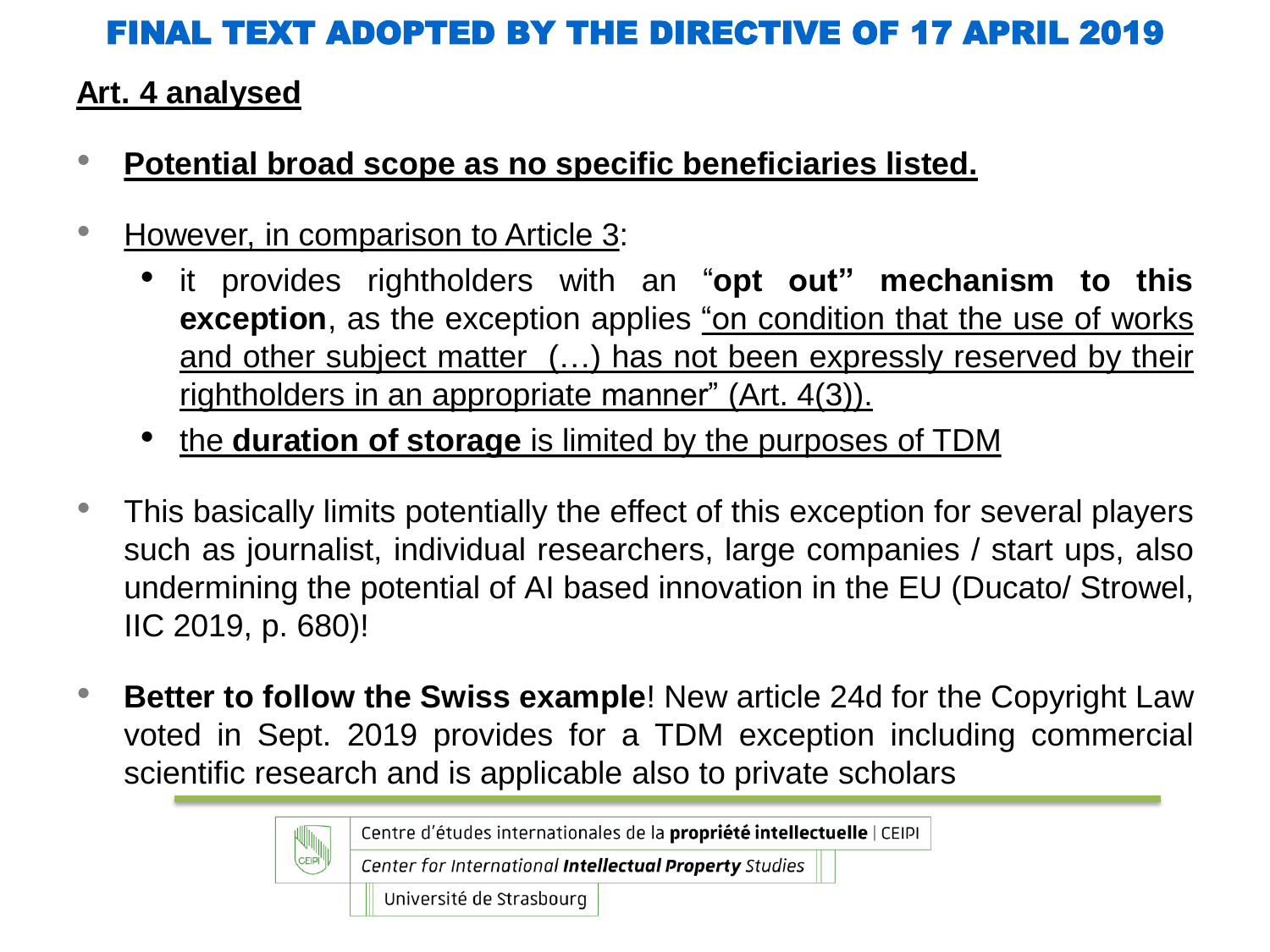# FINAL TEXT ADOPTED BY THE DIRECTIVE OF 17 APRIL 2019

## Art. 4 analysed

- **Potential broad scope as no specific beneficiaries listed.**
- However, in comparison to Article 3:
  - it provides rightholders with an "**opt out" mechanism to this exception**, as the exception applies "on condition that the use of works and other subject matter (…) has not been expressly reserved by their rightholders in an appropriate manner" (Art. 4(3)).
  - the **duration of storage** is limited by the purposes of TDM
- This basically limits potentially the effect of this exception for several players such as journalist, individual researchers, large companies / start ups, also undermining the potential of AI based innovation in the EU (Ducato/ Strowel, IIC 2019, p. 680)!
- **Better to follow the Swiss example**! New article 24d for the Copyright Law voted in Sept. 2019 provides for a TDM exception including commercial scientific research and is applicable also to private scholars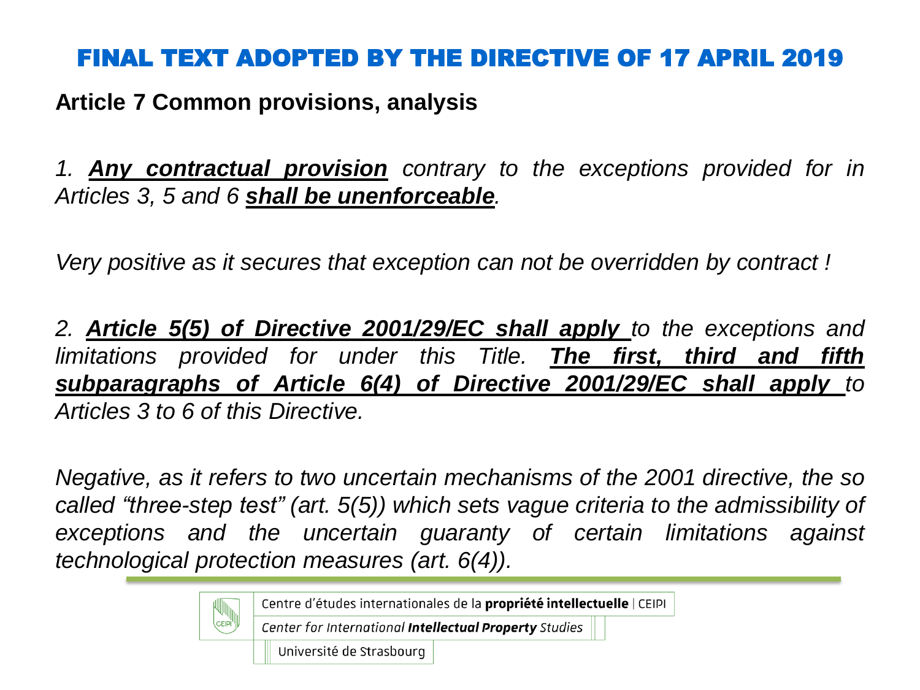# FINAL TEXT ADOPTED BY THE DIRECTIVE OF 17 APRIL 2019

**Article 7 Common provisions, analysis**

*1. **Any contractual provision** contrary to the exceptions provided for in Articles 3, 5 and 6 **shall be unenforceable**.*

*Very positive as it secures that exception can not be overridden by contract !*

*2. **Article 5(5) of Directive 2001/29/EC shall apply** to the exceptions and limitations provided for under this Title. **The first, third and fifth subparagraphs of Article 6(4) of Directive 2001/29/EC shall apply** to Articles 3 to 6 of this Directive.*

*Negative, as it refers to two uncertain mechanisms of the 2001 directive, the so called "three-step test" (art. 5(5)) which sets vague criteria to the admissibility of exceptions and the uncertain guaranty of certain limitations against technological protection measures (art. 6(4)).*

Centre d'études internationales de la **propriété intellectuelle** | CEIPI
*Center for International **Intellectual Property** Studies*
Université de Strasbourg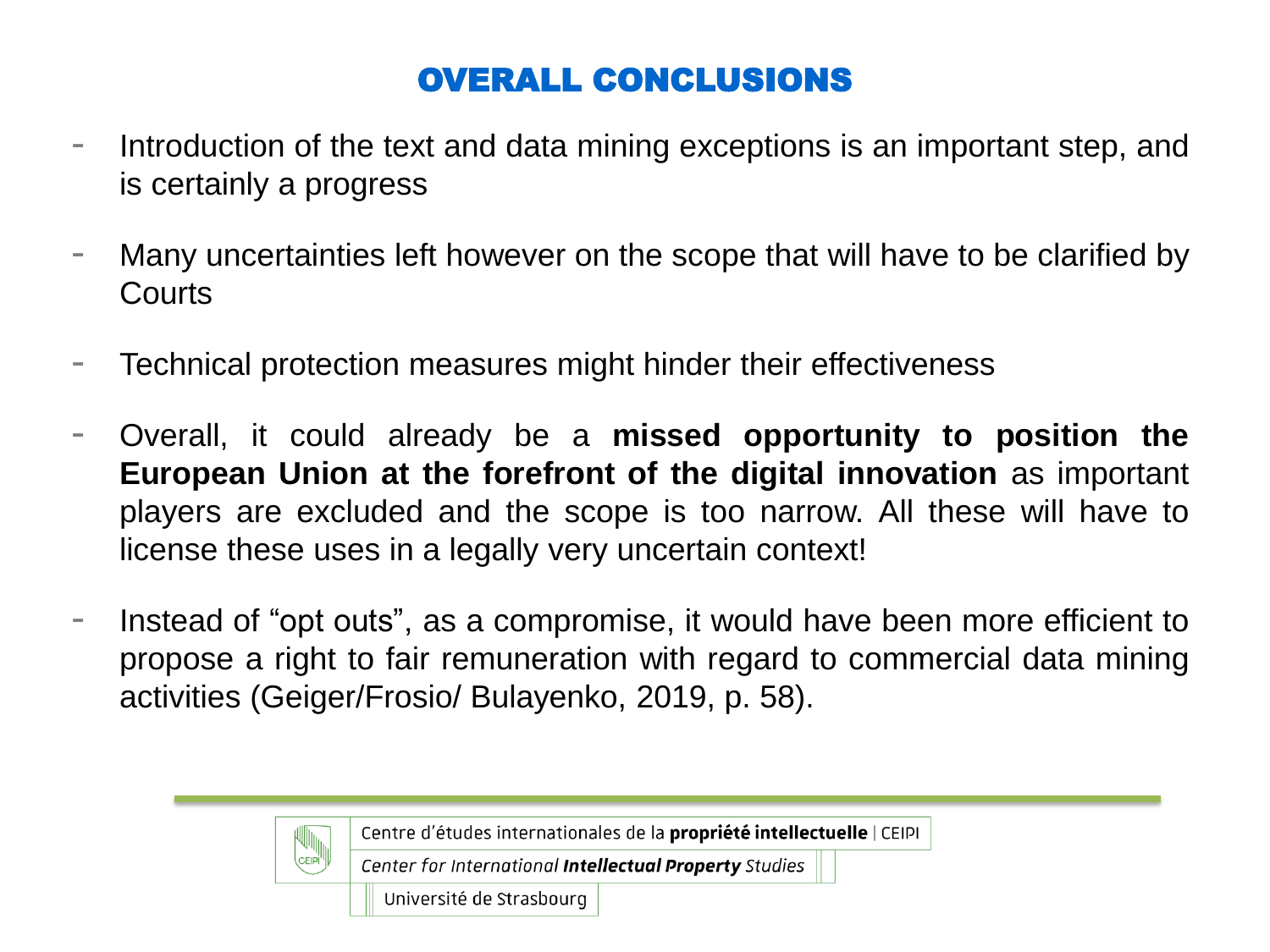# OVERALL CONCLUSIONS

- Introduction of the text and data mining exceptions is an important step, and is certainly a progress
- Many uncertainties left however on the scope that will have to be clarified by Courts
- Technical protection measures might hinder their effectiveness
- Overall, it could already be a **missed opportunity to position the European Union at the forefront of the digital innovation** as important players are excluded and the scope is too narrow. All these will have to license these uses in a legally very uncertain context!
- Instead of “opt outs”, as a compromise, it would have been more efficient to propose a right to fair remuneration with regard to commercial data mining activities (Geiger/Frosio/ Bulayenko, 2019, p. 58).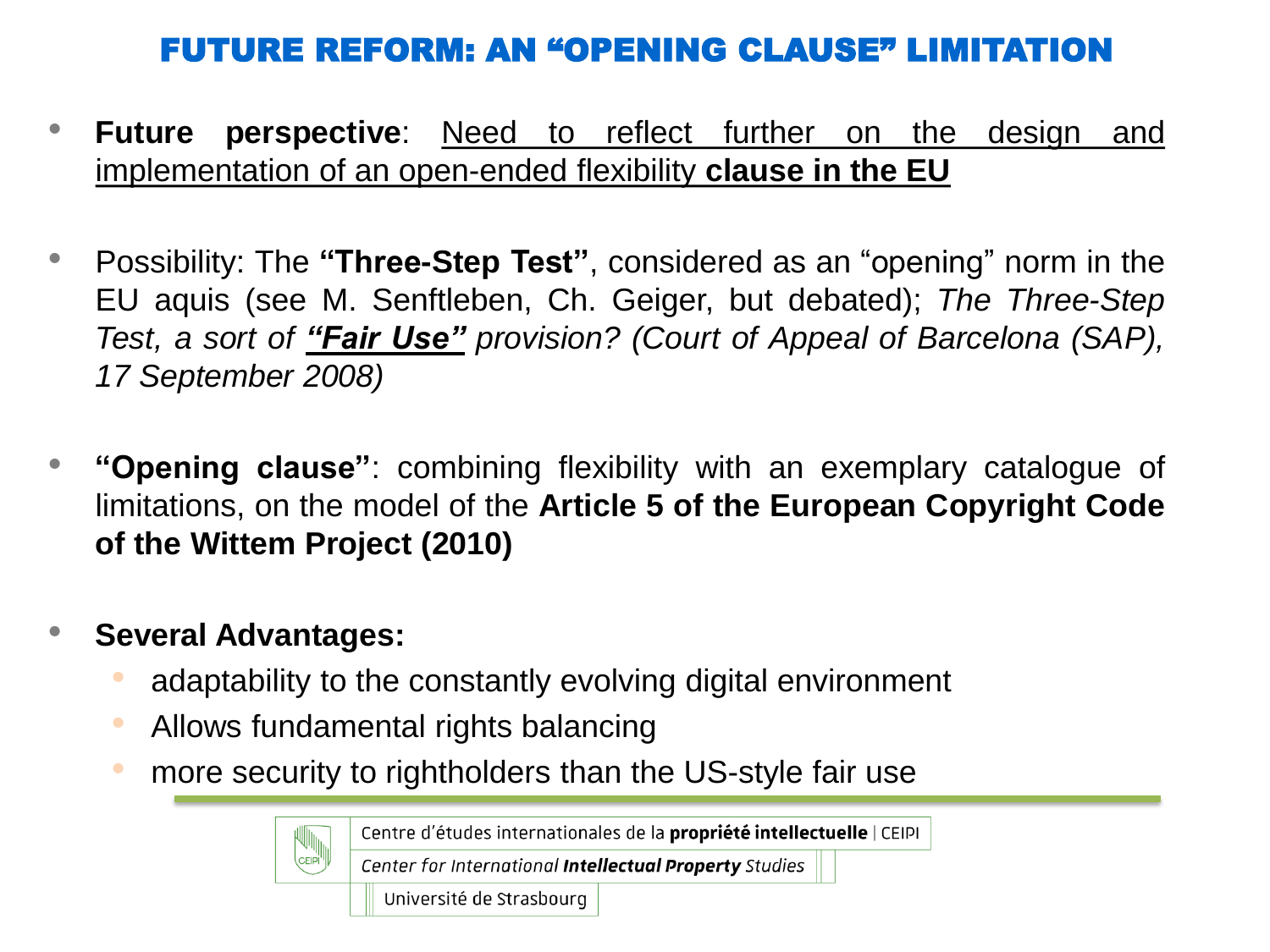# FUTURE REFORM: AN "OPENING CLAUSE" LIMITATION

- **Future perspective**: Need to reflect further on the design and implementation of an open-ended flexibility **clause in the EU**

- Possibility: The **"Three-Step Test"**, considered as an "opening" norm in the EU aquis (see M. Senftleben, Ch. Geiger, but debated); *The Three-Step Test, a sort of* ***"Fair Use"*** *provision? (Court of Appeal of Barcelona (SAP), 17 September 2008)*

- **"Opening clause"**: combining flexibility with an exemplary catalogue of limitations, on the model of the **Article 5 of the European Copyright Code of the Wittem Project (2010)**

- **Several Advantages:**
  - adaptability to the constantly evolving digital environment
  - Allows fundamental rights balancing
  - more security to rightholders than the US-style fair use

Centre d'études internationales de la **propriété intellectuelle** | CEIPI
*Center for International* ***Intellectual Property*** *Studies*
Université de Strasbourg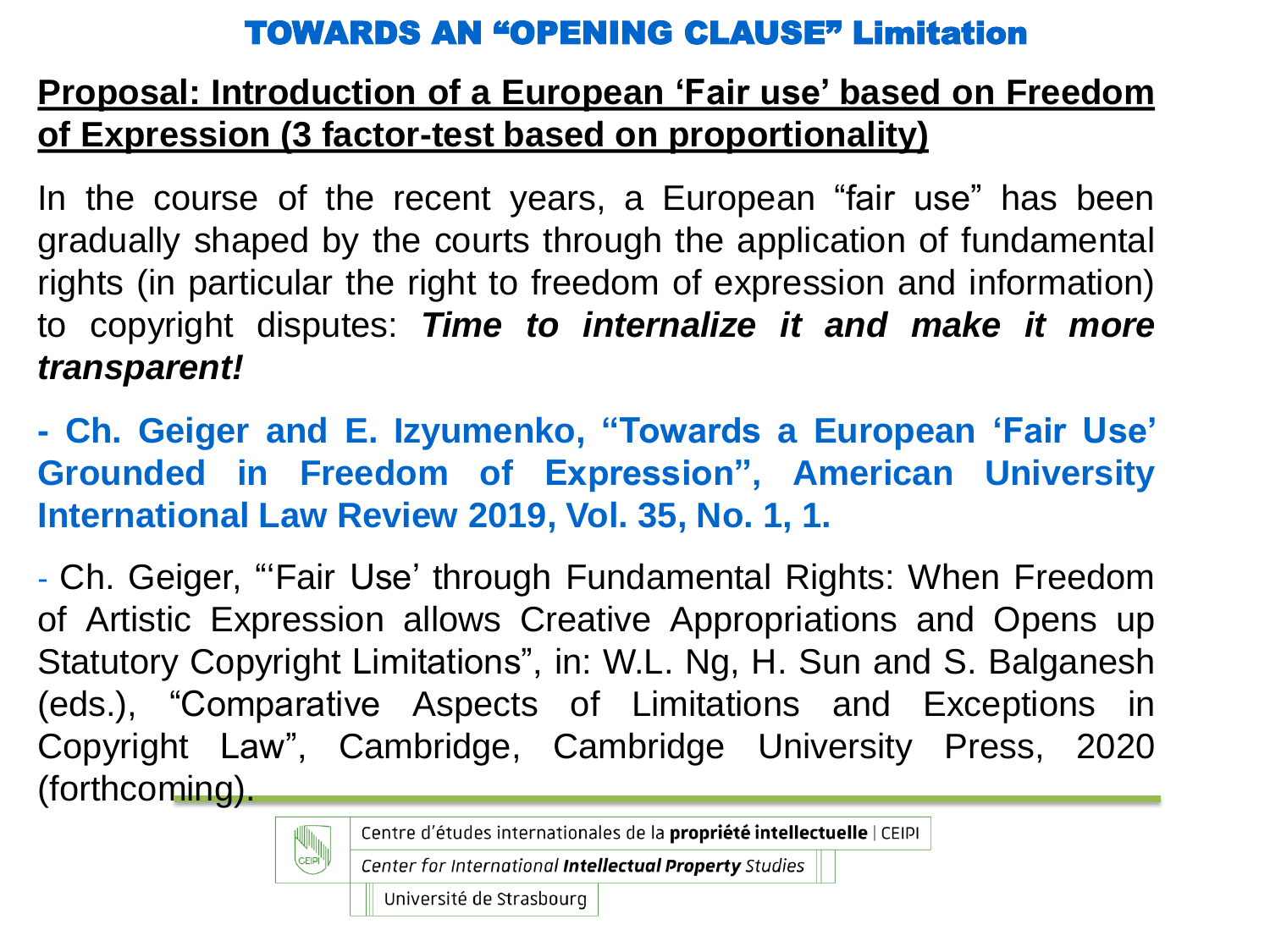# TOWARDS AN "OPENING CLAUSE" Limitation

**Proposal: Introduction of a European 'Fair use' based on Freedom of Expression (3 factor-test based on proportionality)**

In the course of the recent years, a European "fair use" has been gradually shaped by the courts through the application of fundamental rights (in particular the right to freedom of expression and information) to copyright disputes: ***Time to internalize it and make it more transparent!***

**- Ch. Geiger and E. Izyumenko, "Towards a European 'Fair Use' Grounded in Freedom of Expression", American University International Law Review 2019, Vol. 35, No. 1, 1.**

- Ch. Geiger, "'Fair Use' through Fundamental Rights: When Freedom of Artistic Expression allows Creative Appropriations and Opens up Statutory Copyright Limitations", in: W.L. Ng, H. Sun and S. Balganesh (eds.), "Comparative Aspects of Limitations and Exceptions in Copyright Law", Cambridge, Cambridge University Press, 2020 (forthcoming).

Centre d'études internationales de la **propriété intellectuelle** | CEIPI

*Center for International **Intellectual Property** Studies*

Université de Strasbourg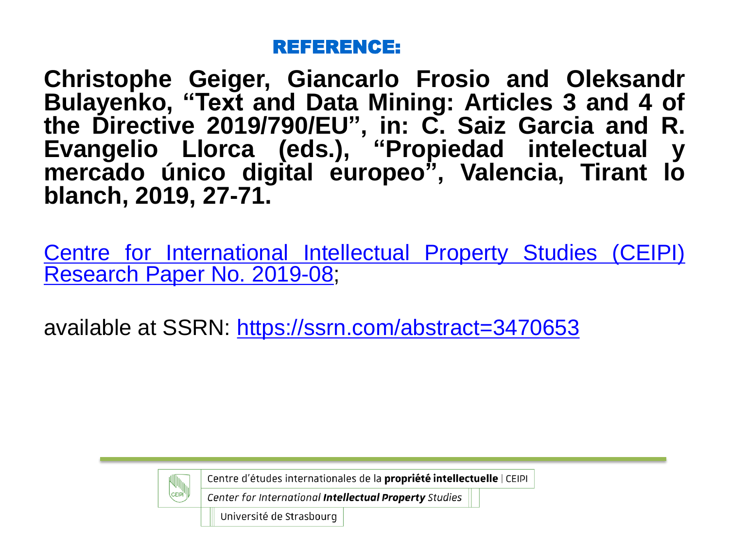# REFERENCE:

**Christophe Geiger, Giancarlo Frosio and Oleksandr Bulayenko, "Text and Data Mining: Articles 3 and 4 of the Directive 2019/790/EU", in: C. Saiz Garcia and R. Evangelio Llorca (eds.), "Propiedad intelectual y mercado único digital europeo", Valencia, Tirant lo blanch, 2019, 27-71.**

[Centre for International Intellectual Property Studies (CEIPI) Research Paper No. 2019-08](https://ssrn.com/abstract=3470653);

available at SSRN: [https://ssrn.com/abstract=3470653](https://ssrn.com/abstract=3470653)

Centre d'études internationales de la **propriété intellectuelle** | CEIPI

*Center for International **Intellectual Property** Studies*

Université de Strasbourg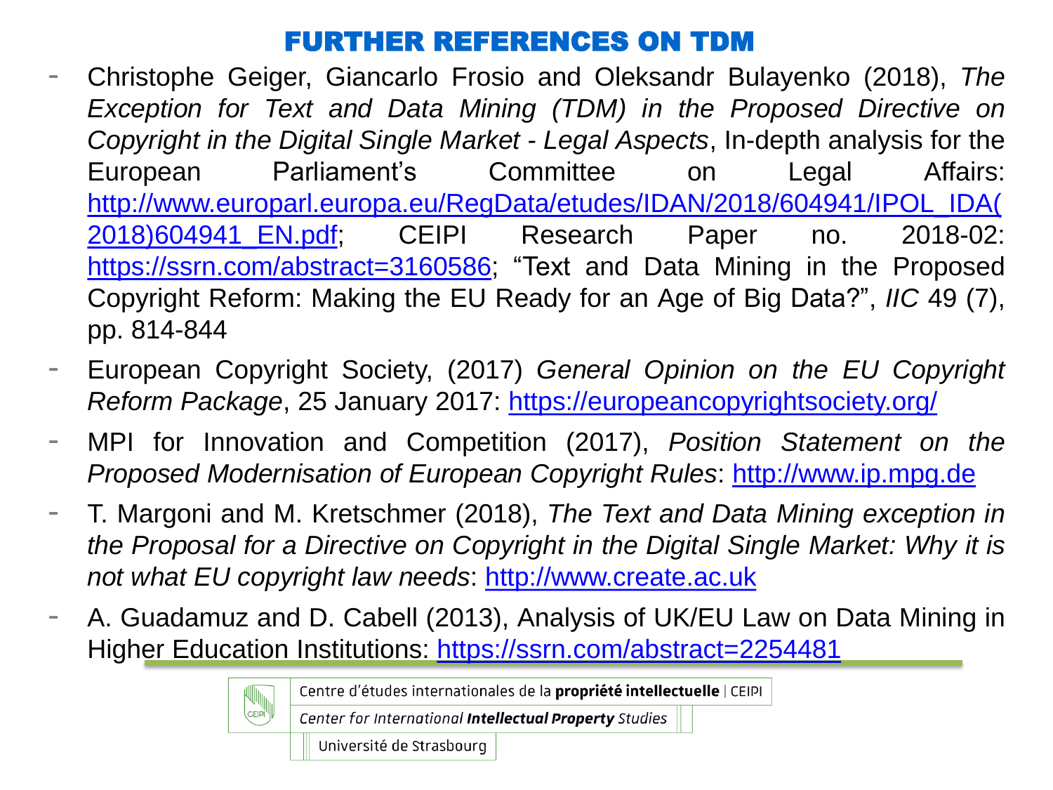# FURTHER REFERENCES ON TDM

- Christophe Geiger, Giancarlo Frosio and Oleksandr Bulayenko (2018), *The Exception for Text and Data Mining (TDM) in the Proposed Directive on Copyright in the Digital Single Market - Legal Aspects*, In-depth analysis for the European Parliament's Committee on Legal Affairs: http://www.europarl.europa.eu/RegData/etudes/IDAN/2018/604941/IPOL_IDA(2018)604941_EN.pdf; CEIPI Research Paper no. 2018-02: https://ssrn.com/abstract=3160586; "Text and Data Mining in the Proposed Copyright Reform: Making the EU Ready for an Age of Big Data?", *IIC* 49 (7), pp. 814-844
- European Copyright Society, (2017) *General Opinion on the EU Copyright Reform Package*, 25 January 2017: https://europeancopyrightsociety.org/
- MPI for Innovation and Competition (2017), *Position Statement on the Proposed Modernisation of European Copyright Rules*: http://www.ip.mpg.de
- T. Margoni and M. Kretschmer (2018), *The Text and Data Mining exception in the Proposal for a Directive on Copyright in the Digital Single Market: Why it is not what EU copyright law needs*: http://www.create.ac.uk
- A. Guadamuz and D. Cabell (2013), Analysis of UK/EU Law on Data Mining in Higher Education Institutions: https://ssrn.com/abstract=2254481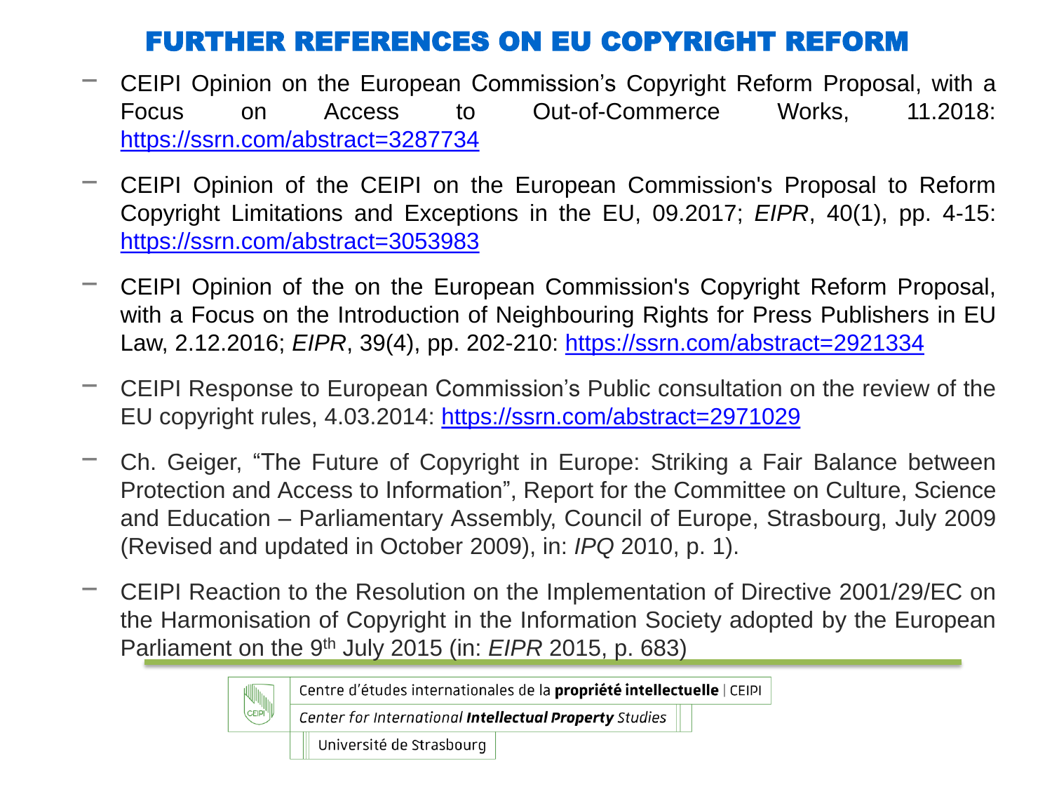# FURTHER REFERENCES ON EU COPYRIGHT REFORM

- CEIPI Opinion on the European Commission's Copyright Reform Proposal, with a Focus on Access to Out-of-Commerce Works, 11.2018: https://ssrn.com/abstract=3287734
- CEIPI Opinion of the CEIPI on the European Commission's Proposal to Reform Copyright Limitations and Exceptions in the EU, 09.2017; *EIPR*, 40(1), pp. 4-15: https://ssrn.com/abstract=3053983
- CEIPI Opinion of the on the European Commission's Copyright Reform Proposal, with a Focus on the Introduction of Neighbouring Rights for Press Publishers in EU Law, 2.12.2016; *EIPR*, 39(4), pp. 202-210: https://ssrn.com/abstract=2921334
- CEIPI Response to European Commission's Public consultation on the review of the EU copyright rules, 4.03.2014: https://ssrn.com/abstract=2971029
- Ch. Geiger, "The Future of Copyright in Europe: Striking a Fair Balance between Protection and Access to Information", Report for the Committee on Culture, Science and Education – Parliamentary Assembly, Council of Europe, Strasbourg, July 2009 (Revised and updated in October 2009), in: *IPQ* 2010, p. 1).
- CEIPI Reaction to the Resolution on the Implementation of Directive 2001/29/EC on the Harmonisation of Copyright in the Information Society adopted by the European Parliament on the 9th July 2015 (in: *EIPR* 2015, p. 683)

Centre d'études internationales de la **propriété intellectuelle** | CEIPI

*Center for International **Intellectual Property** Studies*

Université de Strasbourg